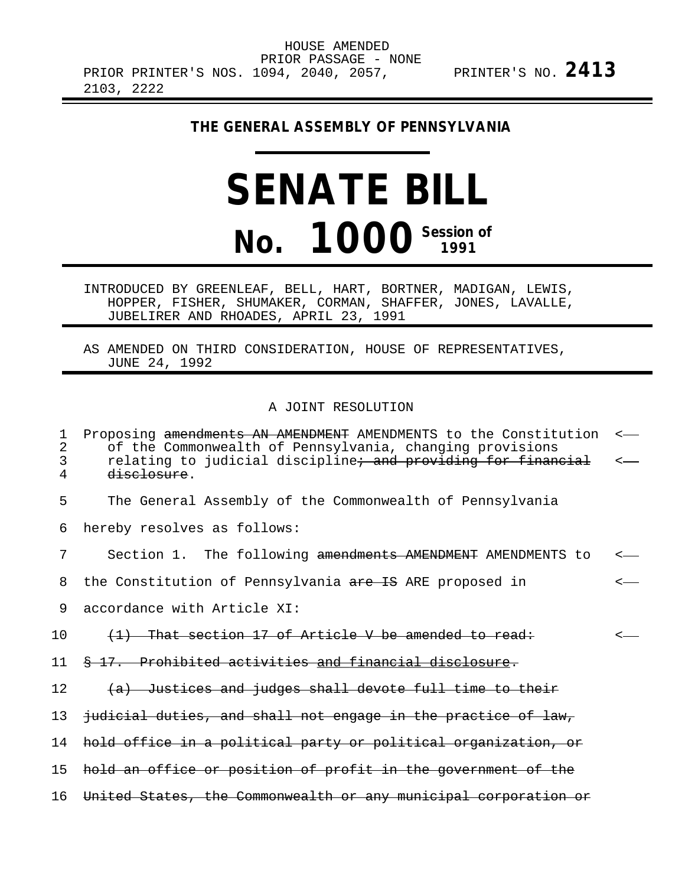HOUSE AMENDED
PRIOR PASSAGE - NONE
PRIOR PRINTER'S NOS. 1094, 2040, 2057, 2103, 2222

PRINTER'S NO. **2413**

**THE GENERAL ASSEMBLY OF PENNSYLVANIA**

# SENATE BILL

# No. 1000 Session of 1991

INTRODUCED BY GREENLEAF, BELL, HART, BORTNER, MADIGAN, LEWIS, HOPPER, FISHER, SHUMAKER, CORMAN, SHAFFER, JONES, LAVALLE, JUBELIRER AND RHOADES, APRIL 23, 1991

AS AMENDED ON THIRD CONSIDERATION, HOUSE OF REPRESENTATIVES, JUNE 24, 1992

A JOINT RESOLUTION

1 Proposing ~~amendments AN AMENDMENT~~ AMENDMENTS to the Constitution
2 of the Commonwealth of Pennsylvania, changing provisions
3 relating to judicial discipline~~; and providing for financial~~
4 ~~disclosure~~.

5 The General Assembly of the Commonwealth of Pennsylvania
6 hereby resolves as follows:

7 Section 1. The following ~~amendments AMENDMENT~~ AMENDMENTS to
8 the Constitution of Pennsylvania ~~are IS~~ ARE proposed in
9 accordance with Article XI:

10 ~~(1) That section 17 of Article V be amended to read:~~

11 ~~§ 17. Prohibited activities and financial disclosure.~~

12 ~~(a) Justices and judges shall devote full time to their~~
13 ~~judicial duties, and shall not engage in the practice of law,~~
14 ~~hold office in a political party or political organization, or~~
15 ~~hold an office or position of profit in the government of the~~
16 ~~United States, the Commonwealth or any municipal corporation or~~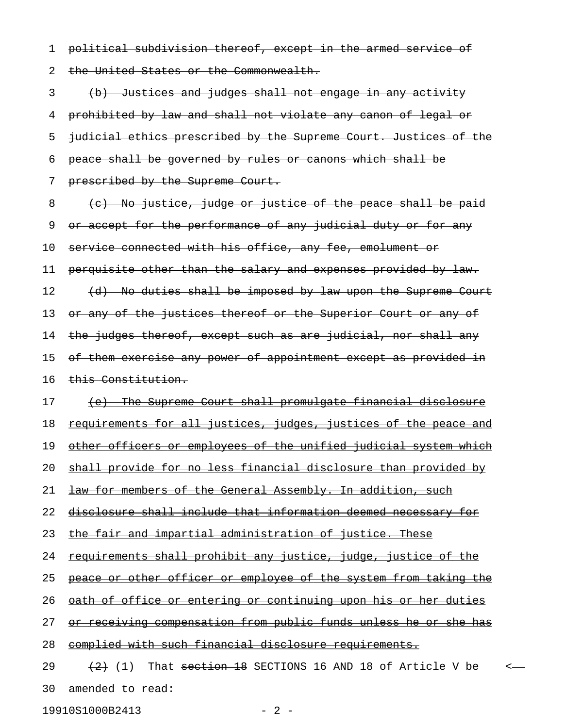~~political subdivision thereof, except in the armed service of the United States or the Commonwealth.~~

~~(b) Justices and judges shall not engage in any activity prohibited by law and shall not violate any canon of legal or judicial ethics prescribed by the Supreme Court. Justices of the peace shall be governed by rules or canons which shall be prescribed by the Supreme Court.~~

~~(c) No justice, judge or justice of the peace shall be paid or accept for the performance of any judicial duty or for any service connected with his office, any fee, emolument or perquisite other than the salary and expenses provided by law.~~

~~(d) No duties shall be imposed by law upon the Supreme Court or any of the justices thereof or the Superior Court or any of the judges thereof, except such as are judicial, nor shall any of them exercise any power of appointment except as provided in this Constitution.~~

~~(e) The Supreme Court shall promulgate financial disclosure requirements for all justices, judges, justices of the peace and other officers or employees of the unified judicial system which shall provide for no less financial disclosure than provided by law for members of the General Assembly. In addition, such disclosure shall include that information deemed necessary for the fair and impartial administration of justice. These requirements shall prohibit any justice, judge, justice of the peace or other officer or employee of the system from taking the oath of office or entering or continuing upon his or her duties or receiving compensation from public funds unless he or she has complied with such financial disclosure requirements.~~

~~(2)~~ (1) That ~~section 18~~ SECTIONS 16 AND 18 of Article V be amended to read: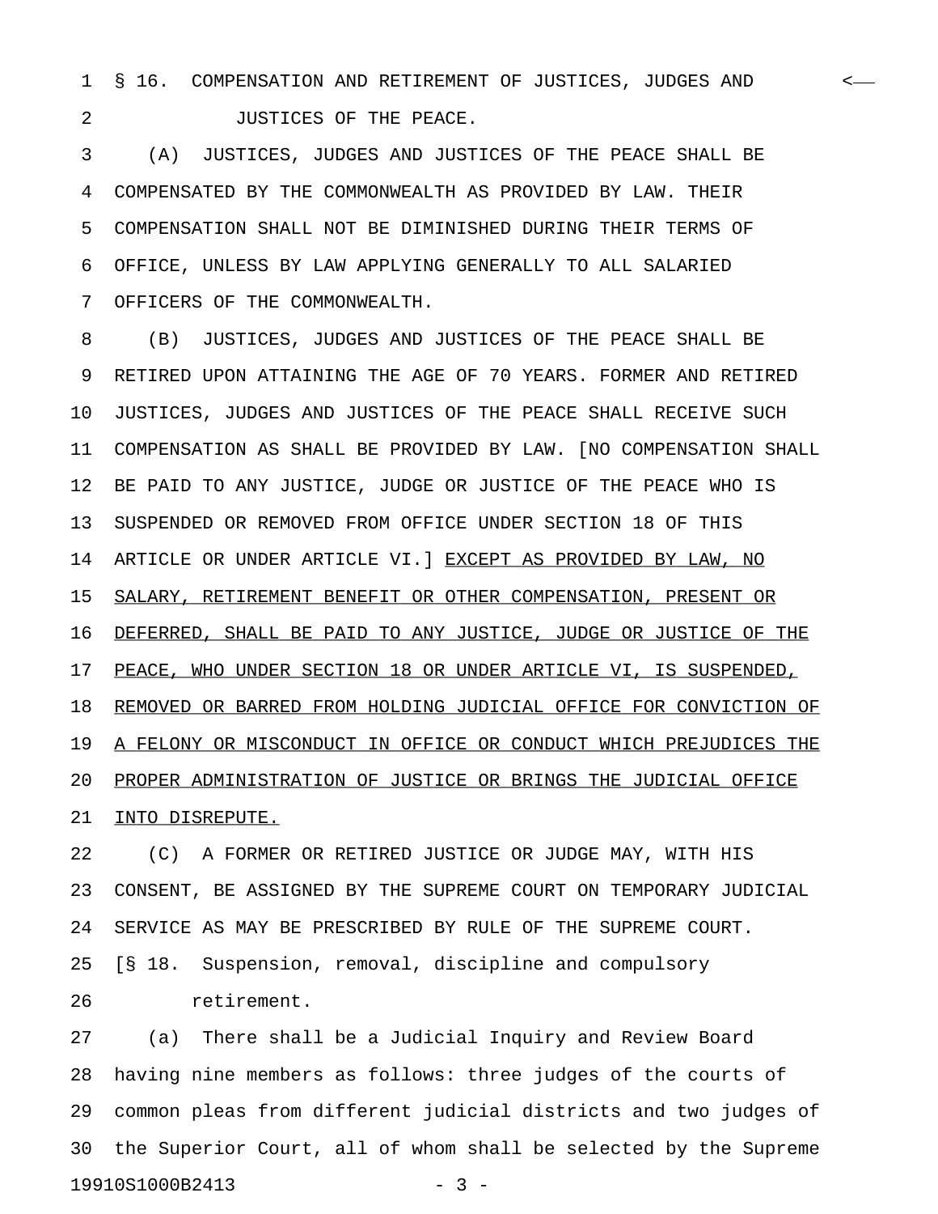§ 16. COMPENSATION AND RETIREMENT OF JUSTICES, JUDGES AND JUSTICES OF THE PEACE.

(A) JUSTICES, JUDGES AND JUSTICES OF THE PEACE SHALL BE COMPENSATED BY THE COMMONWEALTH AS PROVIDED BY LAW. THEIR COMPENSATION SHALL NOT BE DIMINISHED DURING THEIR TERMS OF OFFICE, UNLESS BY LAW APPLYING GENERALLY TO ALL SALARIED OFFICERS OF THE COMMONWEALTH.

(B) JUSTICES, JUDGES AND JUSTICES OF THE PEACE SHALL BE RETIRED UPON ATTAINING THE AGE OF 70 YEARS. FORMER AND RETIRED JUSTICES, JUDGES AND JUSTICES OF THE PEACE SHALL RECEIVE SUCH COMPENSATION AS SHALL BE PROVIDED BY LAW. [NO COMPENSATION SHALL BE PAID TO ANY JUSTICE, JUDGE OR JUSTICE OF THE PEACE WHO IS SUSPENDED OR REMOVED FROM OFFICE UNDER SECTION 18 OF THIS ARTICLE OR UNDER ARTICLE VI.] <u>EXCEPT AS PROVIDED BY LAW, NO SALARY, RETIREMENT BENEFIT OR OTHER COMPENSATION, PRESENT OR DEFERRED, SHALL BE PAID TO ANY JUSTICE, JUDGE OR JUSTICE OF THE PEACE, WHO UNDER SECTION 18 OR UNDER ARTICLE VI, IS SUSPENDED, REMOVED OR BARRED FROM HOLDING JUDICIAL OFFICE FOR CONVICTION OF A FELONY OR MISCONDUCT IN OFFICE OR CONDUCT WHICH PREJUDICES THE PROPER ADMINISTRATION OF JUSTICE OR BRINGS THE JUDICIAL OFFICE INTO DISREPUTE.</u>

(C) A FORMER OR RETIRED JUSTICE OR JUDGE MAY, WITH HIS CONSENT, BE ASSIGNED BY THE SUPREME COURT ON TEMPORARY JUDICIAL SERVICE AS MAY BE PRESCRIBED BY RULE OF THE SUPREME COURT.

[§ 18. Suspension, removal, discipline and compulsory retirement.

(a) There shall be a Judicial Inquiry and Review Board having nine members as follows: three judges of the courts of common pleas from different judicial districts and two judges of the Superior Court, all of whom shall be selected by the Supreme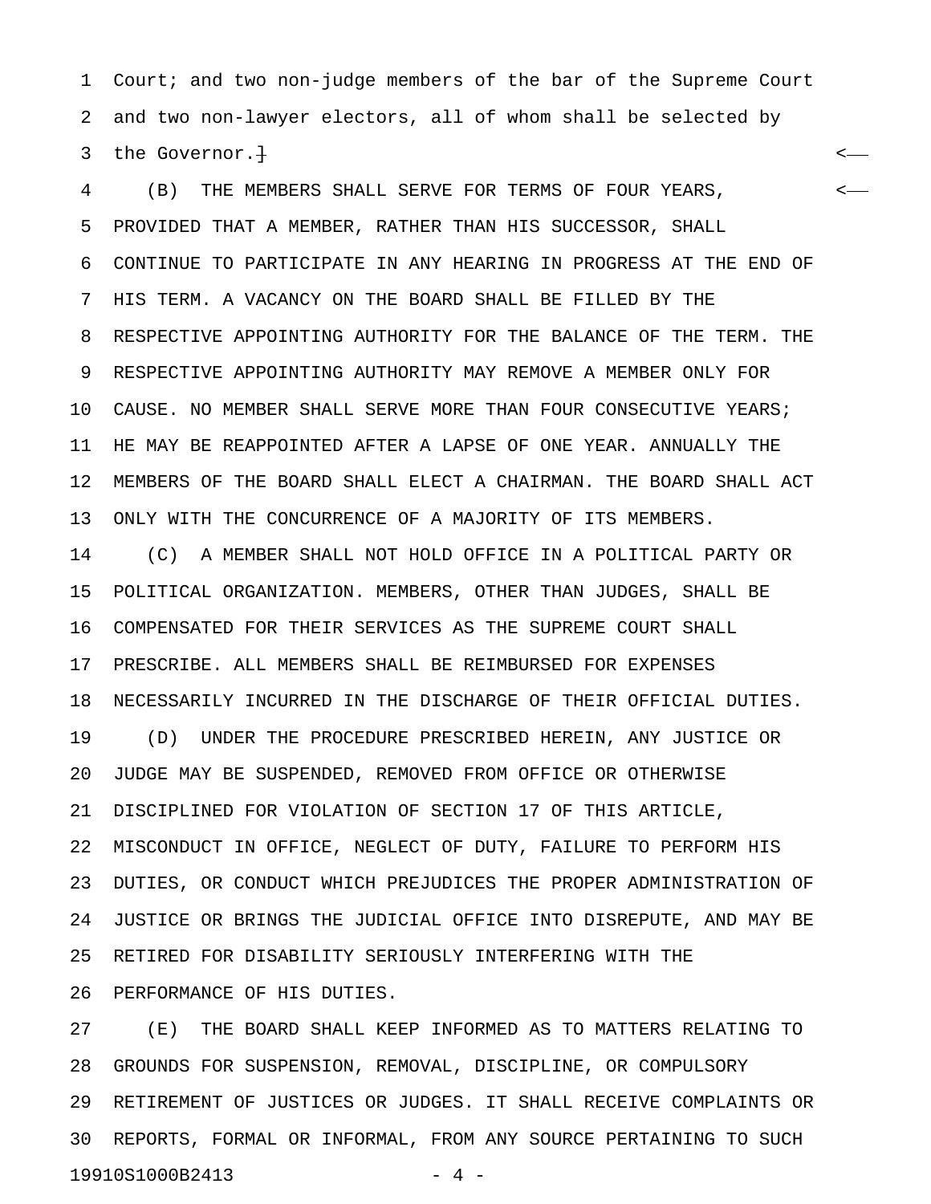Court; and two non-judge members of the bar of the Supreme Court and two non-lawyer electors, all of whom shall be selected by the Governor.]

(B) THE MEMBERS SHALL SERVE FOR TERMS OF FOUR YEARS, PROVIDED THAT A MEMBER, RATHER THAN HIS SUCCESSOR, SHALL CONTINUE TO PARTICIPATE IN ANY HEARING IN PROGRESS AT THE END OF HIS TERM. A VACANCY ON THE BOARD SHALL BE FILLED BY THE RESPECTIVE APPOINTING AUTHORITY FOR THE BALANCE OF THE TERM. THE RESPECTIVE APPOINTING AUTHORITY MAY REMOVE A MEMBER ONLY FOR CAUSE. NO MEMBER SHALL SERVE MORE THAN FOUR CONSECUTIVE YEARS; HE MAY BE REAPPOINTED AFTER A LAPSE OF ONE YEAR. ANNUALLY THE MEMBERS OF THE BOARD SHALL ELECT A CHAIRMAN. THE BOARD SHALL ACT ONLY WITH THE CONCURRENCE OF A MAJORITY OF ITS MEMBERS.

(C) A MEMBER SHALL NOT HOLD OFFICE IN A POLITICAL PARTY OR POLITICAL ORGANIZATION. MEMBERS, OTHER THAN JUDGES, SHALL BE COMPENSATED FOR THEIR SERVICES AS THE SUPREME COURT SHALL PRESCRIBE. ALL MEMBERS SHALL BE REIMBURSED FOR EXPENSES NECESSARILY INCURRED IN THE DISCHARGE OF THEIR OFFICIAL DUTIES.

(D) UNDER THE PROCEDURE PRESCRIBED HEREIN, ANY JUSTICE OR JUDGE MAY BE SUSPENDED, REMOVED FROM OFFICE OR OTHERWISE DISCIPLINED FOR VIOLATION OF SECTION 17 OF THIS ARTICLE, MISCONDUCT IN OFFICE, NEGLECT OF DUTY, FAILURE TO PERFORM HIS DUTIES, OR CONDUCT WHICH PREJUDICES THE PROPER ADMINISTRATION OF JUSTICE OR BRINGS THE JUDICIAL OFFICE INTO DISREPUTE, AND MAY BE RETIRED FOR DISABILITY SERIOUSLY INTERFERING WITH THE PERFORMANCE OF HIS DUTIES.

(E) THE BOARD SHALL KEEP INFORMED AS TO MATTERS RELATING TO GROUNDS FOR SUSPENSION, REMOVAL, DISCIPLINE, OR COMPULSORY RETIREMENT OF JUSTICES OR JUDGES. IT SHALL RECEIVE COMPLAINTS OR REPORTS, FORMAL OR INFORMAL, FROM ANY SOURCE PERTAINING TO SUCH

19910S1000B2413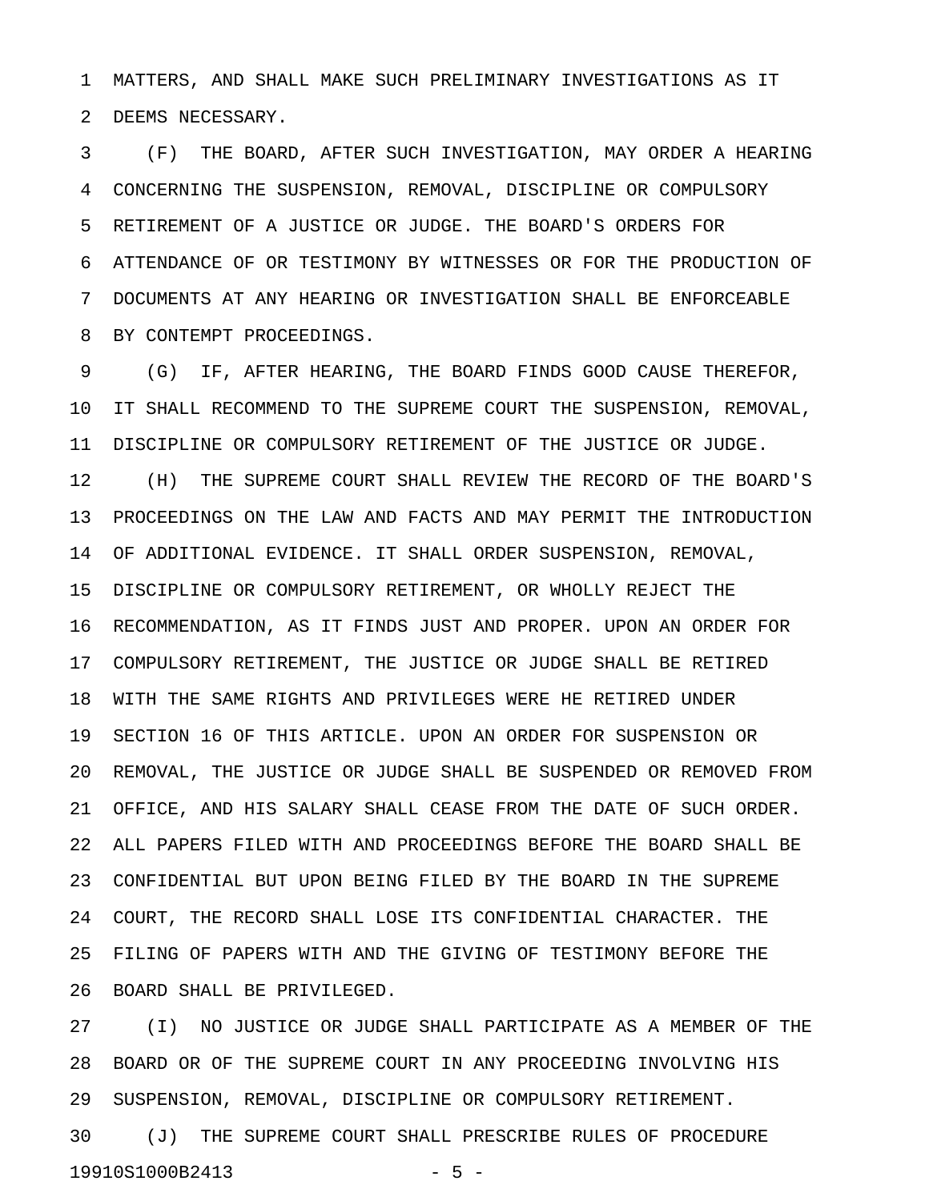MATTERS, AND SHALL MAKE SUCH PRELIMINARY INVESTIGATIONS AS IT DEEMS NECESSARY.

(F) THE BOARD, AFTER SUCH INVESTIGATION, MAY ORDER A HEARING CONCERNING THE SUSPENSION, REMOVAL, DISCIPLINE OR COMPULSORY RETIREMENT OF A JUSTICE OR JUDGE. THE BOARD'S ORDERS FOR ATTENDANCE OF OR TESTIMONY BY WITNESSES OR FOR THE PRODUCTION OF DOCUMENTS AT ANY HEARING OR INVESTIGATION SHALL BE ENFORCEABLE BY CONTEMPT PROCEEDINGS.

(G) IF, AFTER HEARING, THE BOARD FINDS GOOD CAUSE THEREFOR, IT SHALL RECOMMEND TO THE SUPREME COURT THE SUSPENSION, REMOVAL, DISCIPLINE OR COMPULSORY RETIREMENT OF THE JUSTICE OR JUDGE.

(H) THE SUPREME COURT SHALL REVIEW THE RECORD OF THE BOARD'S PROCEEDINGS ON THE LAW AND FACTS AND MAY PERMIT THE INTRODUCTION OF ADDITIONAL EVIDENCE. IT SHALL ORDER SUSPENSION, REMOVAL, DISCIPLINE OR COMPULSORY RETIREMENT, OR WHOLLY REJECT THE RECOMMENDATION, AS IT FINDS JUST AND PROPER. UPON AN ORDER FOR COMPULSORY RETIREMENT, THE JUSTICE OR JUDGE SHALL BE RETIRED WITH THE SAME RIGHTS AND PRIVILEGES WERE HE RETIRED UNDER SECTION 16 OF THIS ARTICLE. UPON AN ORDER FOR SUSPENSION OR REMOVAL, THE JUSTICE OR JUDGE SHALL BE SUSPENDED OR REMOVED FROM OFFICE, AND HIS SALARY SHALL CEASE FROM THE DATE OF SUCH ORDER. ALL PAPERS FILED WITH AND PROCEEDINGS BEFORE THE BOARD SHALL BE CONFIDENTIAL BUT UPON BEING FILED BY THE BOARD IN THE SUPREME COURT, THE RECORD SHALL LOSE ITS CONFIDENTIAL CHARACTER. THE FILING OF PAPERS WITH AND THE GIVING OF TESTIMONY BEFORE THE BOARD SHALL BE PRIVILEGED.

(I) NO JUSTICE OR JUDGE SHALL PARTICIPATE AS A MEMBER OF THE BOARD OR OF THE SUPREME COURT IN ANY PROCEEDING INVOLVING HIS SUSPENSION, REMOVAL, DISCIPLINE OR COMPULSORY RETIREMENT.

(J) THE SUPREME COURT SHALL PRESCRIBE RULES OF PROCEDURE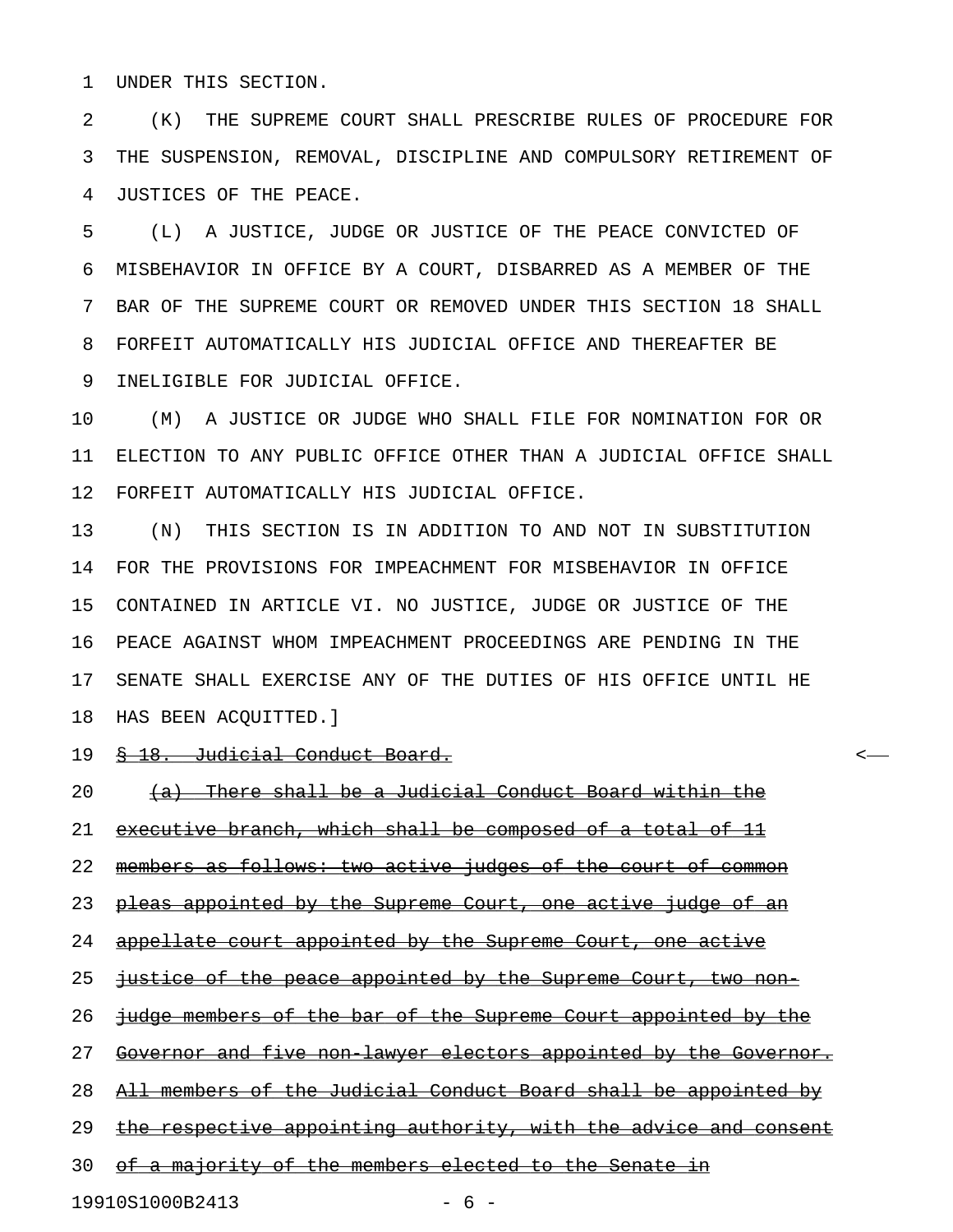UNDER THIS SECTION.

(K) THE SUPREME COURT SHALL PRESCRIBE RULES OF PROCEDURE FOR THE SUSPENSION, REMOVAL, DISCIPLINE AND COMPULSORY RETIREMENT OF JUSTICES OF THE PEACE.

(L) A JUSTICE, JUDGE OR JUSTICE OF THE PEACE CONVICTED OF MISBEHAVIOR IN OFFICE BY A COURT, DISBARRED AS A MEMBER OF THE BAR OF THE SUPREME COURT OR REMOVED UNDER THIS SECTION 18 SHALL FORFEIT AUTOMATICALLY HIS JUDICIAL OFFICE AND THEREAFTER BE INELIGIBLE FOR JUDICIAL OFFICE.

(M) A JUSTICE OR JUDGE WHO SHALL FILE FOR NOMINATION FOR OR ELECTION TO ANY PUBLIC OFFICE OTHER THAN A JUDICIAL OFFICE SHALL FORFEIT AUTOMATICALLY HIS JUDICIAL OFFICE.

(N) THIS SECTION IS IN ADDITION TO AND NOT IN SUBSTITUTION FOR THE PROVISIONS FOR IMPEACHMENT FOR MISBEHAVIOR IN OFFICE CONTAINED IN ARTICLE VI. NO JUSTICE, JUDGE OR JUSTICE OF THE PEACE AGAINST WHOM IMPEACHMENT PROCEEDINGS ARE PENDING IN THE SENATE SHALL EXERCISE ANY OF THE DUTIES OF HIS OFFICE UNTIL HE HAS BEEN ACQUITTED.]

~~§ 18. Judicial Conduct Board.~~

~~(a) There shall be a Judicial Conduct Board within the executive branch, which shall be composed of a total of 11 members as follows: two active judges of the court of common pleas appointed by the Supreme Court, one active judge of an appellate court appointed by the Supreme Court, one active justice of the peace appointed by the Supreme Court, two non-judge members of the bar of the Supreme Court appointed by the Governor and five non-lawyer electors appointed by the Governor. All members of the Judicial Conduct Board shall be appointed by the respective appointing authority, with the advice and consent of a majority of the members elected to the Senate in~~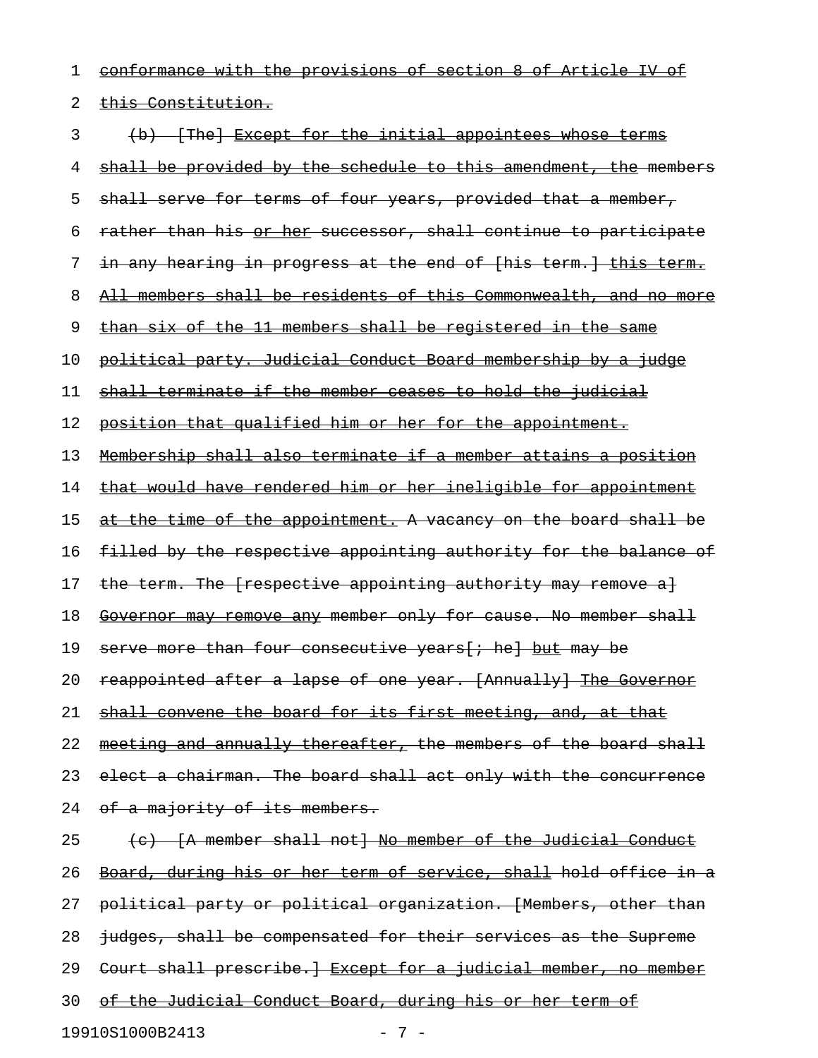conformance with the provisions of section 8 of Article IV of this Constitution.

(b) [The] Except for the initial appointees whose terms shall be provided by the schedule to this amendment, the members shall serve for terms of four years, provided that a member, rather than his or her successor, shall continue to participate in any hearing in progress at the end of [his term.] this term. All members shall be residents of this Commonwealth, and no more than six of the 11 members shall be registered in the same political party. Judicial Conduct Board membership by a judge shall terminate if the member ceases to hold the judicial position that qualified him or her for the appointment. Membership shall also terminate if a member attains a position that would have rendered him or her ineligible for appointment at the time of the appointment. A vacancy on the board shall be filled by the respective appointing authority for the balance of the term. The [respective appointing authority may remove a] Governor may remove any member only for cause. No member shall serve more than four consecutive years[; he] but may be reappointed after a lapse of one year. [Annually] The Governor shall convene the board for its first meeting, and, at that meeting and annually thereafter, the members of the board shall elect a chairman. The board shall act only with the concurrence of a majority of its members.

(c) [A member shall not] No member of the Judicial Conduct Board, during his or her term of service, shall hold office in a political party or political organization. [Members, other than judges, shall be compensated for their services as the Supreme Court shall prescribe.] Except for a judicial member, no member of the Judicial Conduct Board, during his or her term of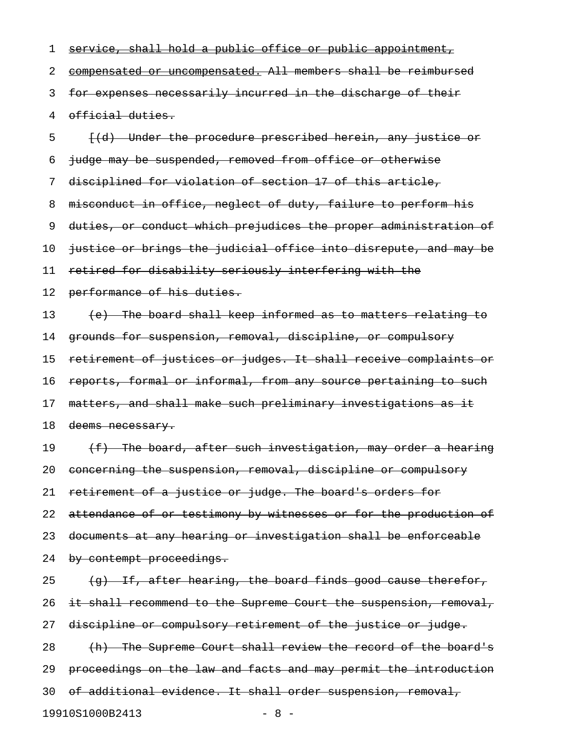~~service, shall hold a public office or public appointment, compensated or uncompensated.~~ ~~All members shall be reimbursed for expenses necessarily incurred in the discharge of their official duties.~~

~~[(d) Under the procedure prescribed herein, any justice or judge may be suspended, removed from office or otherwise disciplined for violation of section 17 of this article, misconduct in office, neglect of duty, failure to perform his duties, or conduct which prejudices the proper administration of justice or brings the judicial office into disrepute, and may be retired for disability seriously interfering with the performance of his duties.~~

~~(e) The board shall keep informed as to matters relating to grounds for suspension, removal, discipline, or compulsory retirement of justices or judges. It shall receive complaints or reports, formal or informal, from any source pertaining to such matters, and shall make such preliminary investigations as it deems necessary.~~

~~(f) The board, after such investigation, may order a hearing concerning the suspension, removal, discipline or compulsory retirement of a justice or judge. The board's orders for attendance of or testimony by witnesses or for the production of documents at any hearing or investigation shall be enforceable by contempt proceedings.~~

~~(g) If, after hearing, the board finds good cause therefor, it shall recommend to the Supreme Court the suspension, removal, discipline or compulsory retirement of the justice or judge.~~

~~(h) The Supreme Court shall review the record of the board's proceedings on the law and facts and may permit the introduction of additional evidence. It shall order suspension, removal,~~

19910S1000B2413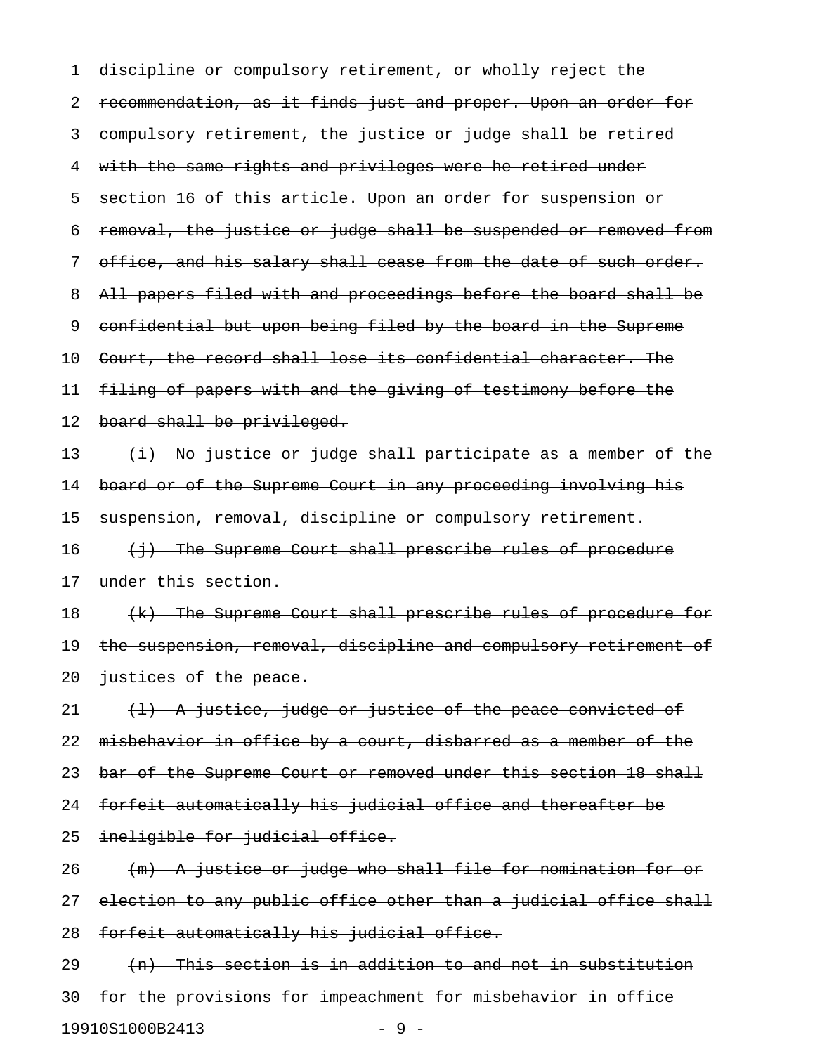~~discipline or compulsory retirement, or wholly reject the recommendation, as it finds just and proper. Upon an order for compulsory retirement, the justice or judge shall be retired with the same rights and privileges were he retired under section 16 of this article. Upon an order for suspension or removal, the justice or judge shall be suspended or removed from office, and his salary shall cease from the date of such order. All papers filed with and proceedings before the board shall be confidential but upon being filed by the board in the Supreme Court, the record shall lose its confidential character. The filing of papers with and the giving of testimony before the board shall be privileged.~~

~~(i) No justice or judge shall participate as a member of the board or of the Supreme Court in any proceeding involving his suspension, removal, discipline or compulsory retirement.~~

~~(j) The Supreme Court shall prescribe rules of procedure under this section.~~

~~(k) The Supreme Court shall prescribe rules of procedure for the suspension, removal, discipline and compulsory retirement of justices of the peace.~~

~~(l) A justice, judge or justice of the peace convicted of misbehavior in office by a court, disbarred as a member of the bar of the Supreme Court or removed under this section 18 shall forfeit automatically his judicial office and thereafter be ineligible for judicial office.~~

~~(m) A justice or judge who shall file for nomination for or election to any public office other than a judicial office shall forfeit automatically his judicial office.~~

~~(n) This section is in addition to and not in substitution for the provisions for impeachment for misbehavior in office~~

19910S1000B2413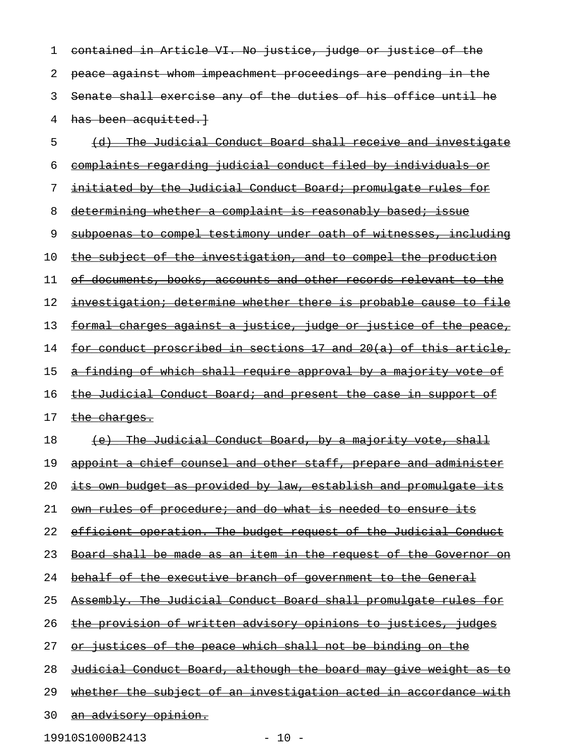contained in Article VI. No justice, judge or justice of the peace against whom impeachment proceedings are pending in the Senate shall exercise any of the duties of his office until he has been acquitted.]

(d) The Judicial Conduct Board shall receive and investigate complaints regarding judicial conduct filed by individuals or initiated by the Judicial Conduct Board; promulgate rules for determining whether a complaint is reasonably based; issue subpoenas to compel testimony under oath of witnesses, including the subject of the investigation, and to compel the production of documents, books, accounts and other records relevant to the investigation; determine whether there is probable cause to file formal charges against a justice, judge or justice of the peace, for conduct proscribed in sections 17 and 20(a) of this article, a finding of which shall require approval by a majority vote of the Judicial Conduct Board; and present the case in support of the charges.

(e) The Judicial Conduct Board, by a majority vote, shall appoint a chief counsel and other staff, prepare and administer its own budget as provided by law, establish and promulgate its own rules of procedure; and do what is needed to ensure its efficient operation. The budget request of the Judicial Conduct Board shall be made as an item in the request of the Governor on behalf of the executive branch of government to the General Assembly. The Judicial Conduct Board shall promulgate rules for the provision of written advisory opinions to justices, judges or justices of the peace which shall not be binding on the Judicial Conduct Board, although the board may give weight as to whether the subject of an investigation acted in accordance with an advisory opinion.

19910S1000B2413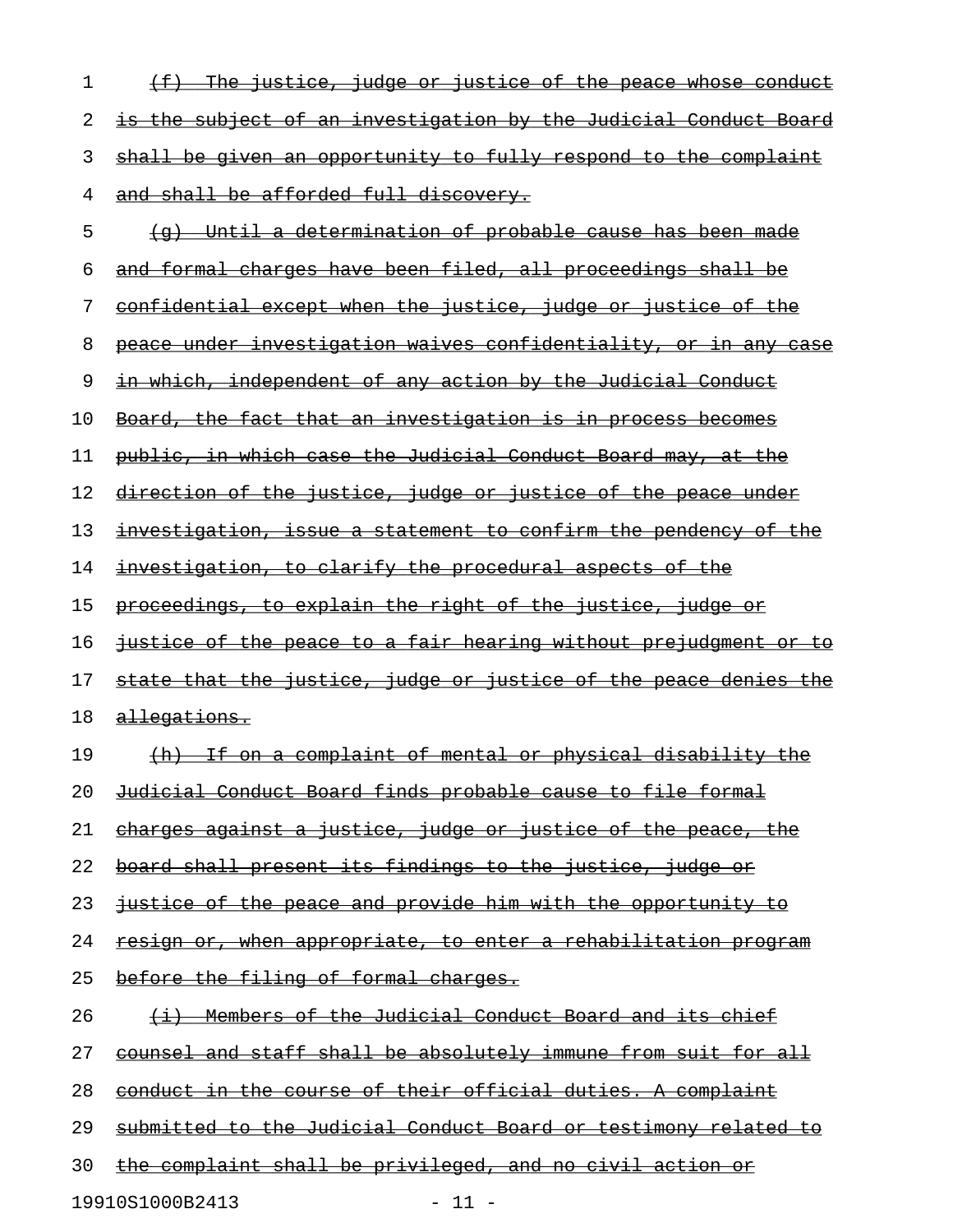~~(f) The justice, judge or justice of the peace whose conduct is the subject of an investigation by the Judicial Conduct Board shall be given an opportunity to fully respond to the complaint and shall be afforded full discovery.~~

~~(g) Until a determination of probable cause has been made and formal charges have been filed, all proceedings shall be confidential except when the justice, judge or justice of the peace under investigation waives confidentiality, or in any case in which, independent of any action by the Judicial Conduct Board, the fact that an investigation is in process becomes public, in which case the Judicial Conduct Board may, at the direction of the justice, judge or justice of the peace under investigation, issue a statement to confirm the pendency of the investigation, to clarify the procedural aspects of the proceedings, to explain the right of the justice, judge or justice of the peace to a fair hearing without prejudgment or to state that the justice, judge or justice of the peace denies the allegations.~~

~~(h) If on a complaint of mental or physical disability the Judicial Conduct Board finds probable cause to file formal charges against a justice, judge or justice of the peace, the board shall present its findings to the justice, judge or justice of the peace and provide him with the opportunity to resign or, when appropriate, to enter a rehabilitation program before the filing of formal charges.~~

~~(i) Members of the Judicial Conduct Board and its chief counsel and staff shall be absolutely immune from suit for all conduct in the course of their official duties. A complaint submitted to the Judicial Conduct Board or testimony related to the complaint shall be privileged, and no civil action or~~

19910S1000B2413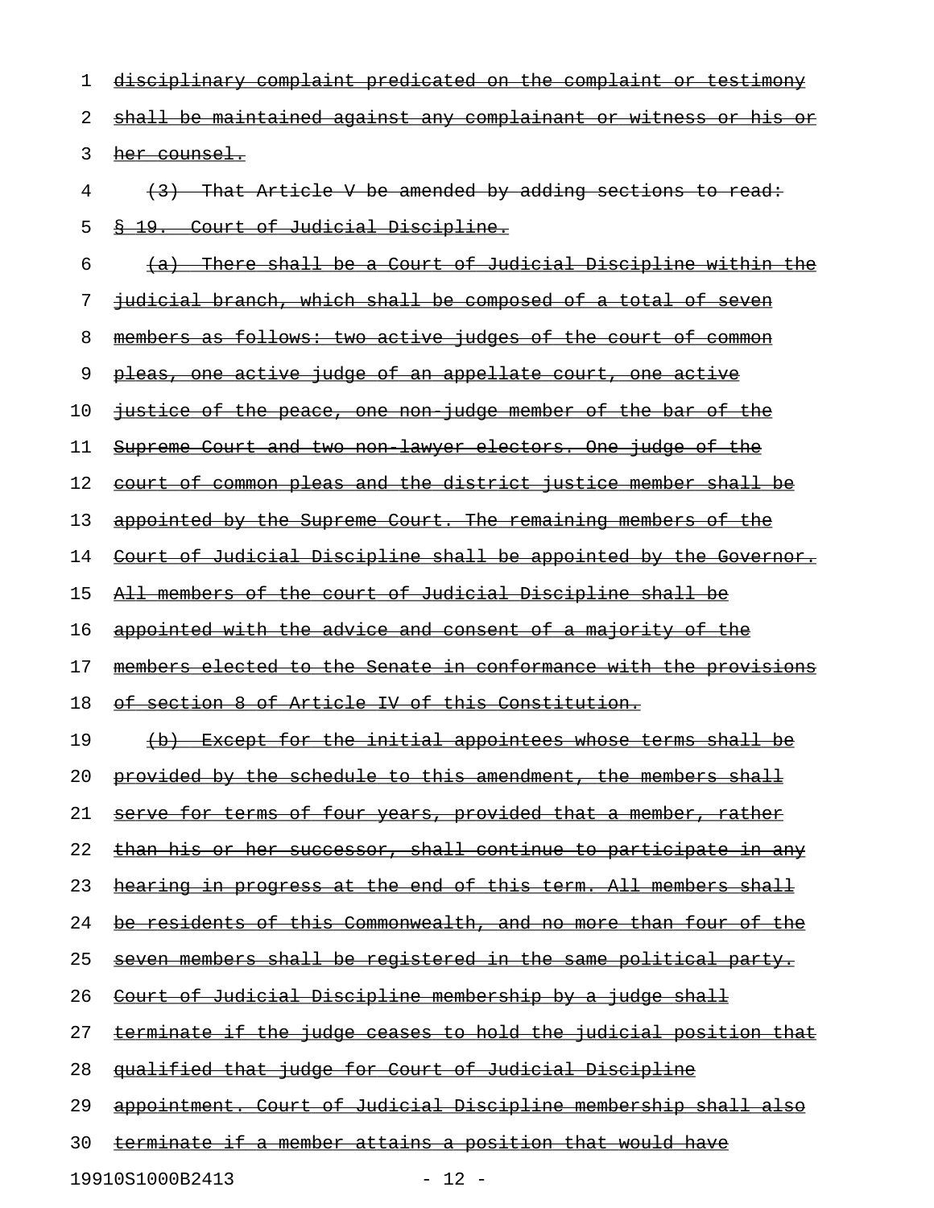~~disciplinary complaint predicated on the complaint or testimony shall be maintained against any complainant or witness or his or her counsel.~~

~~(3) That Article V be amended by adding sections to read:~~

~~§ 19. Court of Judicial Discipline.~~

~~(a) There shall be a Court of Judicial Discipline within the judicial branch, which shall be composed of a total of seven members as follows: two active judges of the court of common pleas, one active judge of an appellate court, one active justice of the peace, one non-judge member of the bar of the Supreme Court and two non-lawyer electors. One judge of the court of common pleas and the district justice member shall be appointed by the Supreme Court. The remaining members of the Court of Judicial Discipline shall be appointed by the Governor. All members of the court of Judicial Discipline shall be appointed with the advice and consent of a majority of the members elected to the Senate in conformance with the provisions of section 8 of Article IV of this Constitution.~~

~~(b) Except for the initial appointees whose terms shall be provided by the schedule to this amendment, the members shall serve for terms of four years, provided that a member, rather than his or her successor, shall continue to participate in any hearing in progress at the end of this term. All members shall be residents of this Commonwealth, and no more than four of the seven members shall be registered in the same political party. Court of Judicial Discipline membership by a judge shall terminate if the judge ceases to hold the judicial position that qualified that judge for Court of Judicial Discipline appointment. Court of Judicial Discipline membership shall also terminate if a member attains a position that would have~~

19910S1000B2413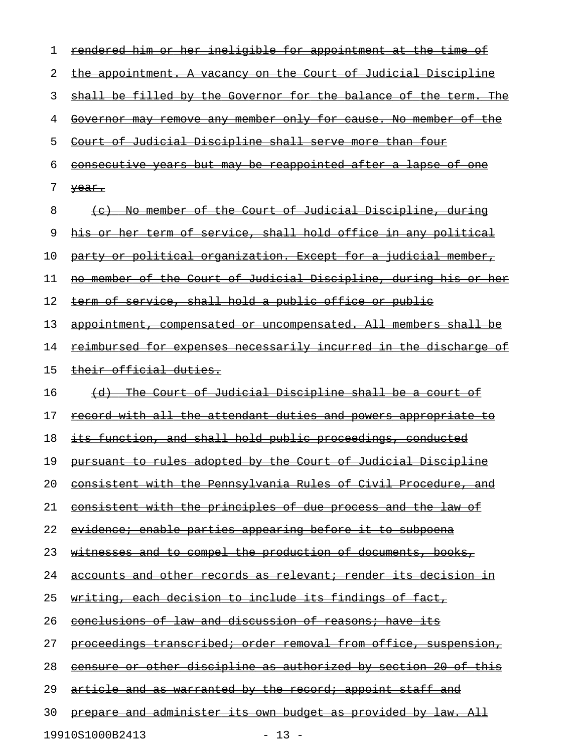~~rendered him or her ineligible for appointment at the time of the appointment. A vacancy on the Court of Judicial Discipline shall be filled by the Governor for the balance of the term. The Governor may remove any member only for cause. No member of the Court of Judicial Discipline shall serve more than four consecutive years but may be reappointed after a lapse of one year.~~

~~(c) No member of the Court of Judicial Discipline, during his or her term of service, shall hold office in any political party or political organization. Except for a judicial member, no member of the Court of Judicial Discipline, during his or her term of service, shall hold a public office or public appointment, compensated or uncompensated. All members shall be reimbursed for expenses necessarily incurred in the discharge of their official duties.~~

~~(d) The Court of Judicial Discipline shall be a court of record with all the attendant duties and powers appropriate to its function, and shall hold public proceedings, conducted pursuant to rules adopted by the Court of Judicial Discipline consistent with the Pennsylvania Rules of Civil Procedure, and consistent with the principles of due process and the law of evidence; enable parties appearing before it to subpoena witnesses and to compel the production of documents, books, accounts and other records as relevant; render its decision in writing, each decision to include its findings of fact, conclusions of law and discussion of reasons; have its proceedings transcribed; order removal from office, suspension, censure or other discipline as authorized by section 20 of this article and as warranted by the record; appoint staff and prepare and administer its own budget as provided by law. All~~

19910S1000B2413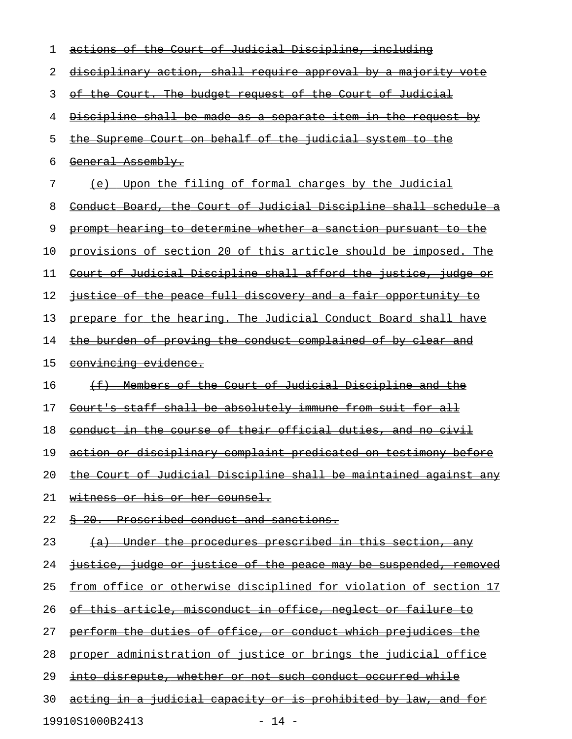~~actions of the Court of Judicial Discipline, including disciplinary action, shall require approval by a majority vote of the Court. The budget request of the Court of Judicial Discipline shall be made as a separate item in the request by the Supreme Court on behalf of the judicial system to the General Assembly.~~

~~(e) Upon the filing of formal charges by the Judicial Conduct Board, the Court of Judicial Discipline shall schedule a prompt hearing to determine whether a sanction pursuant to the provisions of section 20 of this article should be imposed. The Court of Judicial Discipline shall afford the justice, judge or justice of the peace full discovery and a fair opportunity to prepare for the hearing. The Judicial Conduct Board shall have the burden of proving the conduct complained of by clear and convincing evidence.~~

~~(f) Members of the Court of Judicial Discipline and the Court's staff shall be absolutely immune from suit for all conduct in the course of their official duties, and no civil action or disciplinary complaint predicated on testimony before the Court of Judicial Discipline shall be maintained against any witness or his or her counsel.~~

~~§ 20. Proscribed conduct and sanctions.~~

~~(a) Under the procedures prescribed in this section, any justice, judge or justice of the peace may be suspended, removed from office or otherwise disciplined for violation of section 17 of this article, misconduct in office, neglect or failure to perform the duties of office, or conduct which prejudices the proper administration of justice or brings the judicial office into disrepute, whether or not such conduct occurred while acting in a judicial capacity or is prohibited by law, and for~~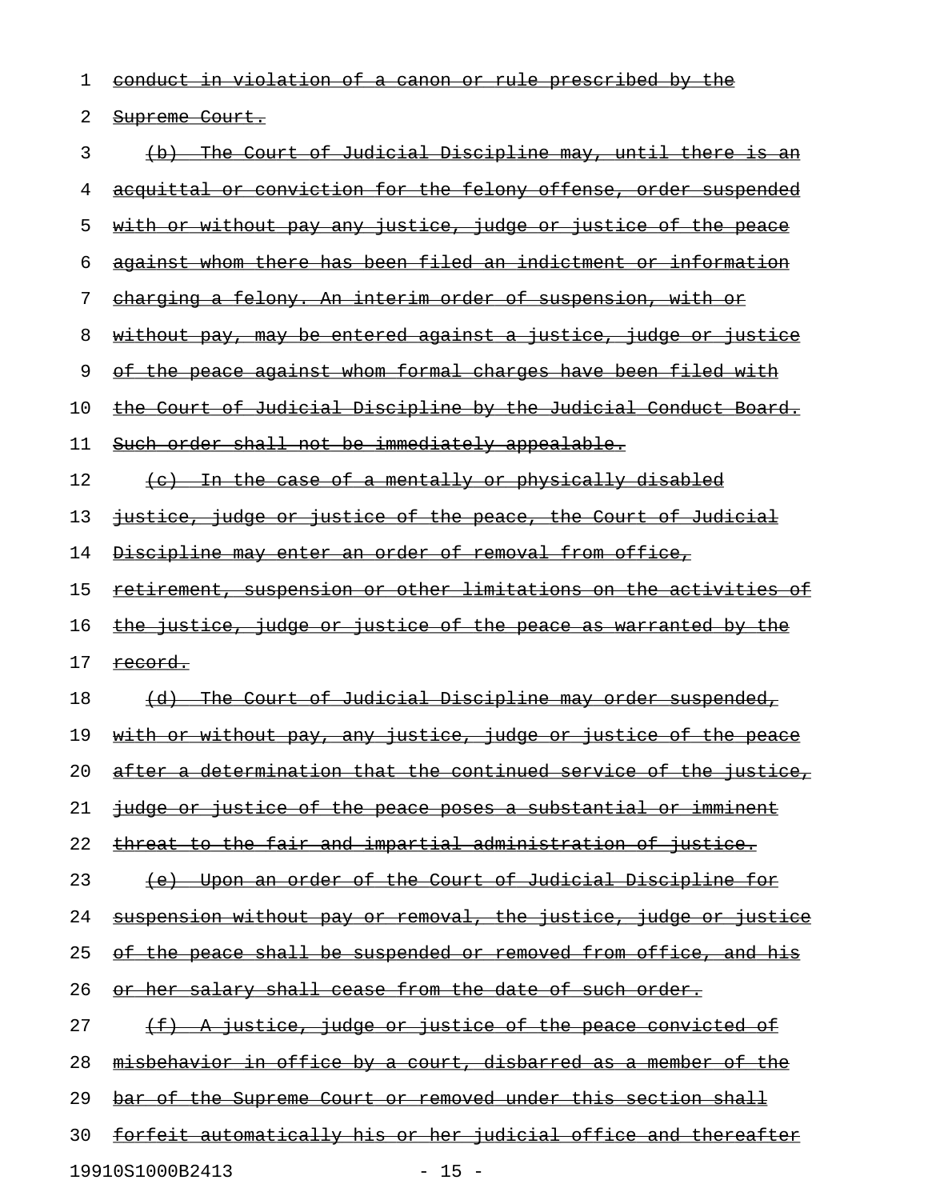~~conduct in violation of a canon or rule prescribed by the Supreme Court.~~

~~(b) The Court of Judicial Discipline may, until there is an acquittal or conviction for the felony offense, order suspended with or without pay any justice, judge or justice of the peace against whom there has been filed an indictment or information charging a felony. An interim order of suspension, with or without pay, may be entered against a justice, judge or justice of the peace against whom formal charges have been filed with the Court of Judicial Discipline by the Judicial Conduct Board. Such order shall not be immediately appealable.~~

~~(c) In the case of a mentally or physically disabled justice, judge or justice of the peace, the Court of Judicial Discipline may enter an order of removal from office, retirement, suspension or other limitations on the activities of the justice, judge or justice of the peace as warranted by the record.~~

~~(d) The Court of Judicial Discipline may order suspended, with or without pay, any justice, judge or justice of the peace after a determination that the continued service of the justice, judge or justice of the peace poses a substantial or imminent threat to the fair and impartial administration of justice.~~

~~(e) Upon an order of the Court of Judicial Discipline for suspension without pay or removal, the justice, judge or justice of the peace shall be suspended or removed from office, and his or her salary shall cease from the date of such order.~~

~~(f) A justice, judge or justice of the peace convicted of misbehavior in office by a court, disbarred as a member of the bar of the Supreme Court or removed under this section shall forfeit automatically his or her judicial office and thereafter~~

19910S1000B2413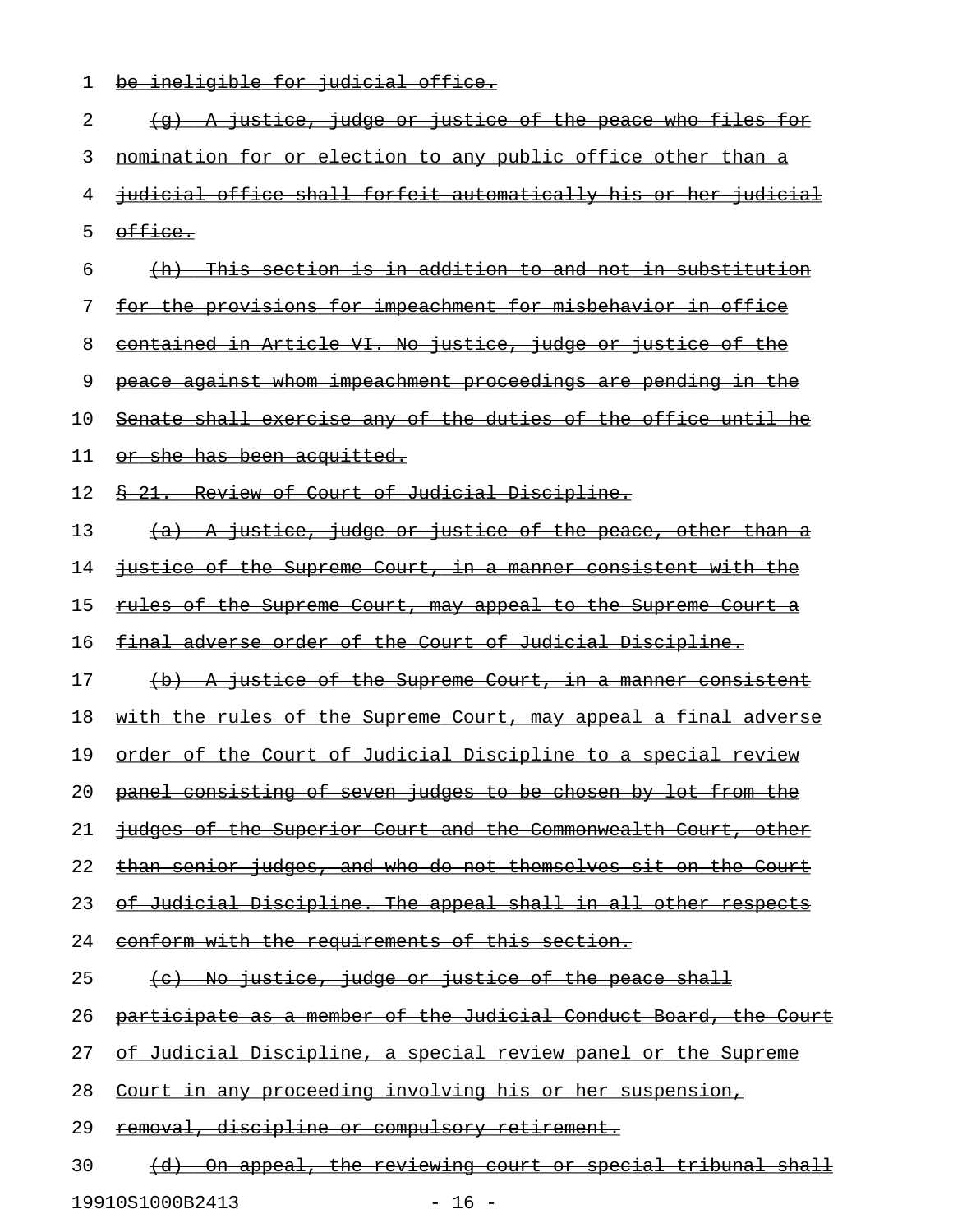be ineligible for judicial office.

(g) A justice, judge or justice of the peace who files for nomination for or election to any public office other than a judicial office shall forfeit automatically his or her judicial office.

(h) This section is in addition to and not in substitution for the provisions for impeachment for misbehavior in office contained in Article VI. No justice, judge or justice of the peace against whom impeachment proceedings are pending in the Senate shall exercise any of the duties of the office until he or she has been acquitted.

§ 21. Review of Court of Judicial Discipline.

(a) A justice, judge or justice of the peace, other than a justice of the Supreme Court, in a manner consistent with the rules of the Supreme Court, may appeal to the Supreme Court a final adverse order of the Court of Judicial Discipline.

(b) A justice of the Supreme Court, in a manner consistent with the rules of the Supreme Court, may appeal a final adverse order of the Court of Judicial Discipline to a special review panel consisting of seven judges to be chosen by lot from the judges of the Superior Court and the Commonwealth Court, other than senior judges, and who do not themselves sit on the Court of Judicial Discipline. The appeal shall in all other respects conform with the requirements of this section.

(c) No justice, judge or justice of the peace shall participate as a member of the Judicial Conduct Board, the Court of Judicial Discipline, a special review panel or the Supreme Court in any proceeding involving his or her suspension, removal, discipline or compulsory retirement.

(d) On appeal, the reviewing court or special tribunal shall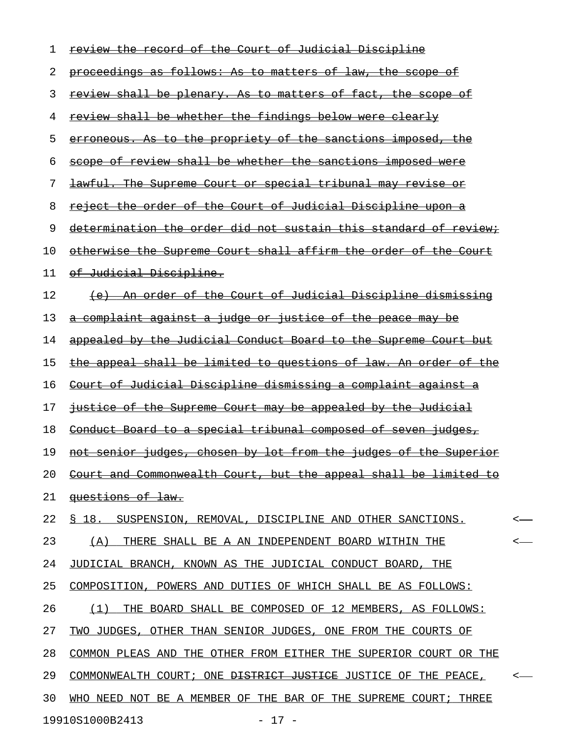~~review the record of the Court of Judicial Discipline proceedings as follows: As to matters of law, the scope of review shall be plenary. As to matters of fact, the scope of review shall be whether the findings below were clearly erroneous. As to the propriety of the sanctions imposed, the scope of review shall be whether the sanctions imposed were lawful. The Supreme Court or special tribunal may revise or reject the order of the Court of Judicial Discipline upon a determination the order did not sustain this standard of review; otherwise the Supreme Court shall affirm the order of the Court of Judicial Discipline.~~

~~(e) An order of the Court of Judicial Discipline dismissing a complaint against a judge or justice of the peace may be appealed by the Judicial Conduct Board to the Supreme Court but the appeal shall be limited to questions of law. An order of the Court of Judicial Discipline dismissing a complaint against a justice of the Supreme Court may be appealed by the Judicial Conduct Board to a special tribunal composed of seven judges, not senior judges, chosen by lot from the judges of the Superior Court and Commonwealth Court, but the appeal shall be limited to questions of law.~~

§ 18. SUSPENSION, REMOVAL, DISCIPLINE AND OTHER SANCTIONS.

(A) THERE SHALL BE ~~A~~ AN INDEPENDENT BOARD WITHIN THE JUDICIAL BRANCH, KNOWN AS THE JUDICIAL CONDUCT BOARD, THE COMPOSITION, POWERS AND DUTIES OF WHICH SHALL BE AS FOLLOWS:

(1) THE BOARD SHALL BE COMPOSED OF 12 MEMBERS, AS FOLLOWS: TWO JUDGES, OTHER THAN SENIOR JUDGES, ONE FROM THE COURTS OF COMMON PLEAS AND THE OTHER FROM EITHER THE SUPERIOR COURT OR THE COMMONWEALTH COURT; ONE ~~DISTRICT JUSTICE~~ JUSTICE OF THE PEACE, WHO NEED NOT BE A MEMBER OF THE BAR OF THE SUPREME COURT; THREE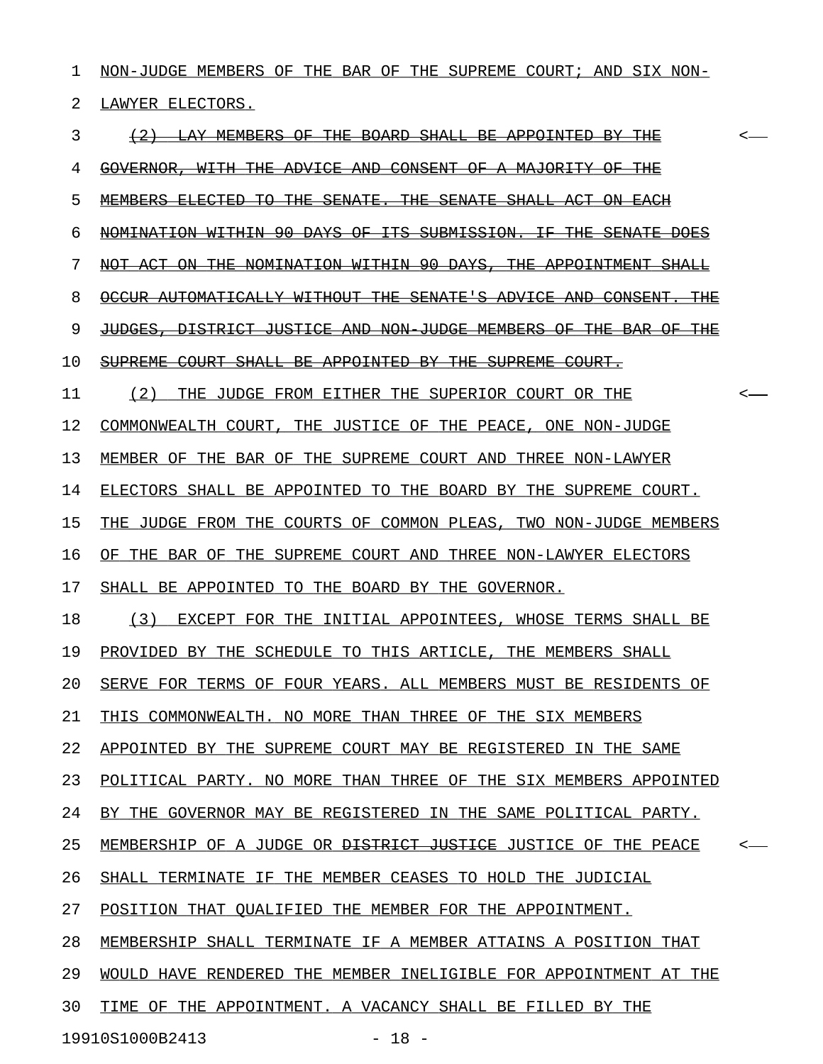NON-JUDGE MEMBERS OF THE BAR OF THE SUPREME COURT; AND SIX NON-LAWYER ELECTORS.

~~(2) LAY MEMBERS OF THE BOARD SHALL BE APPOINTED BY THE GOVERNOR, WITH THE ADVICE AND CONSENT OF A MAJORITY OF THE MEMBERS ELECTED TO THE SENATE. THE SENATE SHALL ACT ON EACH NOMINATION WITHIN 90 DAYS OF ITS SUBMISSION. IF THE SENATE DOES NOT ACT ON THE NOMINATION WITHIN 90 DAYS, THE APPOINTMENT SHALL OCCUR AUTOMATICALLY WITHOUT THE SENATE'S ADVICE AND CONSENT. THE JUDGES, DISTRICT JUSTICE AND NON-JUDGE MEMBERS OF THE BAR OF THE SUPREME COURT SHALL BE APPOINTED BY THE SUPREME COURT.~~

(2) THE JUDGE FROM EITHER THE SUPERIOR COURT OR THE COMMONWEALTH COURT, THE JUSTICE OF THE PEACE, ONE NON-JUDGE MEMBER OF THE BAR OF THE SUPREME COURT AND THREE NON-LAWYER ELECTORS SHALL BE APPOINTED TO THE BOARD BY THE SUPREME COURT. THE JUDGE FROM THE COURTS OF COMMON PLEAS, TWO NON-JUDGE MEMBERS OF THE BAR OF THE SUPREME COURT AND THREE NON-LAWYER ELECTORS SHALL BE APPOINTED TO THE BOARD BY THE GOVERNOR.

(3) EXCEPT FOR THE INITIAL APPOINTEES, WHOSE TERMS SHALL BE PROVIDED BY THE SCHEDULE TO THIS ARTICLE, THE MEMBERS SHALL SERVE FOR TERMS OF FOUR YEARS. ALL MEMBERS MUST BE RESIDENTS OF THIS COMMONWEALTH. NO MORE THAN THREE OF THE SIX MEMBERS APPOINTED BY THE SUPREME COURT MAY BE REGISTERED IN THE SAME POLITICAL PARTY. NO MORE THAN THREE OF THE SIX MEMBERS APPOINTED BY THE GOVERNOR MAY BE REGISTERED IN THE SAME POLITICAL PARTY. MEMBERSHIP OF A JUDGE OR ~~DISTRICT JUSTICE~~ JUSTICE OF THE PEACE SHALL TERMINATE IF THE MEMBER CEASES TO HOLD THE JUDICIAL POSITION THAT QUALIFIED THE MEMBER FOR THE APPOINTMENT. MEMBERSHIP SHALL TERMINATE IF A MEMBER ATTAINS A POSITION THAT WOULD HAVE RENDERED THE MEMBER INELIGIBLE FOR APPOINTMENT AT THE TIME OF THE APPOINTMENT. A VACANCY SHALL BE FILLED BY THE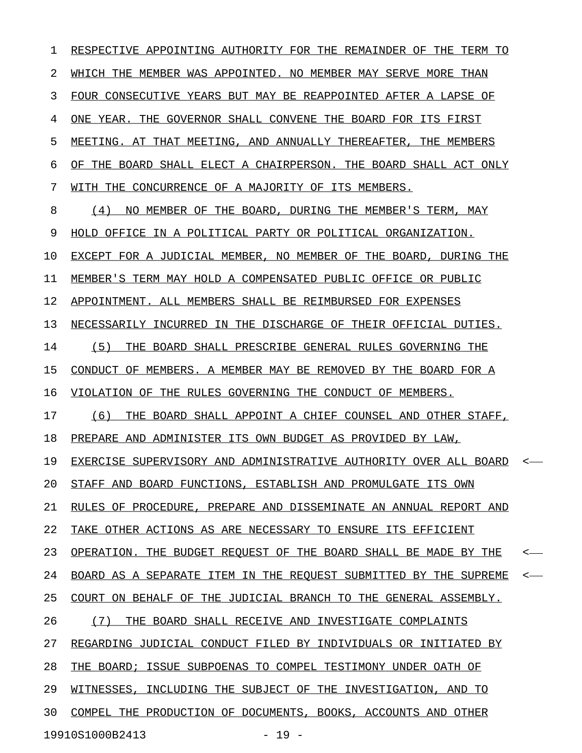RESPECTIVE APPOINTING AUTHORITY FOR THE REMAINDER OF THE TERM TO WHICH THE MEMBER WAS APPOINTED. NO MEMBER MAY SERVE MORE THAN FOUR CONSECUTIVE YEARS BUT MAY BE REAPPOINTED AFTER A LAPSE OF ONE YEAR. THE GOVERNOR SHALL CONVENE THE BOARD FOR ITS FIRST MEETING. AT THAT MEETING, AND ANNUALLY THEREAFTER, THE MEMBERS OF THE BOARD SHALL ELECT A CHAIRPERSON. THE BOARD SHALL ACT ONLY WITH THE CONCURRENCE OF A MAJORITY OF ITS MEMBERS.

(4) NO MEMBER OF THE BOARD, DURING THE MEMBER'S TERM, MAY HOLD OFFICE IN A POLITICAL PARTY OR POLITICAL ORGANIZATION. EXCEPT FOR A JUDICIAL MEMBER, NO MEMBER OF THE BOARD, DURING THE MEMBER'S TERM MAY HOLD A COMPENSATED PUBLIC OFFICE OR PUBLIC APPOINTMENT. ALL MEMBERS SHALL BE REIMBURSED FOR EXPENSES NECESSARILY INCURRED IN THE DISCHARGE OF THEIR OFFICIAL DUTIES.

(5) THE BOARD SHALL PRESCRIBE GENERAL RULES GOVERNING THE CONDUCT OF MEMBERS. A MEMBER MAY BE REMOVED BY THE BOARD FOR A VIOLATION OF THE RULES GOVERNING THE CONDUCT OF MEMBERS.

(6) THE BOARD SHALL APPOINT A CHIEF COUNSEL AND OTHER STAFF, PREPARE AND ADMINISTER ITS OWN BUDGET AS PROVIDED BY LAW, EXERCISE SUPERVISORY AND ADMINISTRATIVE AUTHORITY OVER ALL BOARD STAFF AND BOARD FUNCTIONS, ESTABLISH AND PROMULGATE ITS OWN RULES OF PROCEDURE, PREPARE AND DISSEMINATE AN ANNUAL REPORT AND TAKE OTHER ACTIONS AS ARE NECESSARY TO ENSURE ITS EFFICIENT OPERATION. THE BUDGET REQUEST OF THE BOARD SHALL BE MADE BY THE BOARD AS A SEPARATE ITEM IN THE REQUEST SUBMITTED BY THE SUPREME COURT ON BEHALF OF THE JUDICIAL BRANCH TO THE GENERAL ASSEMBLY.

(7) THE BOARD SHALL RECEIVE AND INVESTIGATE COMPLAINTS REGARDING JUDICIAL CONDUCT FILED BY INDIVIDUALS OR INITIATED BY THE BOARD; ISSUE SUBPOENAS TO COMPEL TESTIMONY UNDER OATH OF WITNESSES, INCLUDING THE SUBJECT OF THE INVESTIGATION, AND TO COMPEL THE PRODUCTION OF DOCUMENTS, BOOKS, ACCOUNTS AND OTHER

19910S1000B2413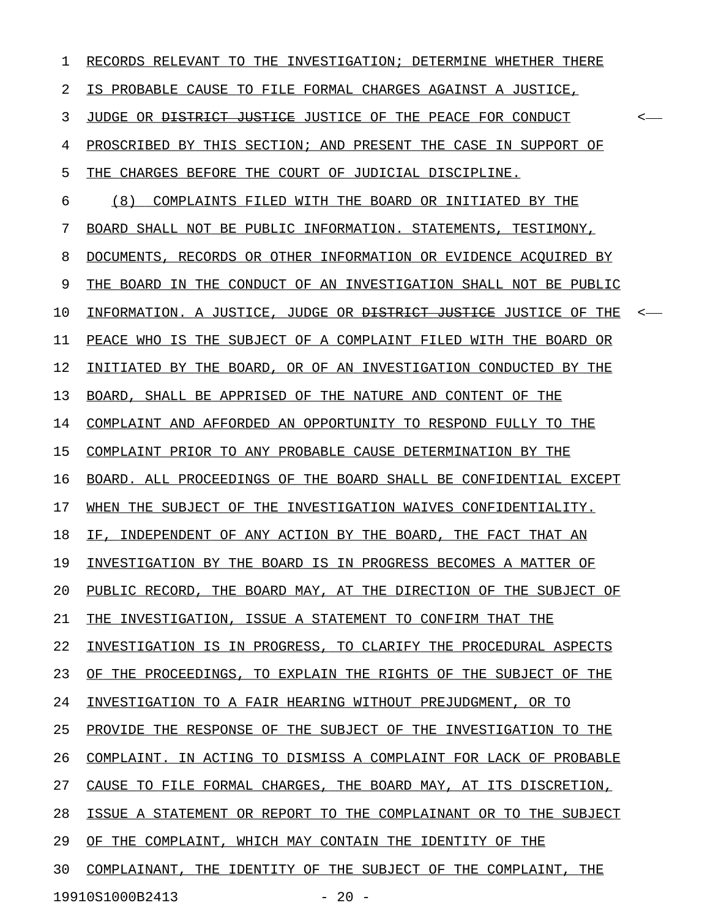RECORDS RELEVANT TO THE INVESTIGATION; DETERMINE WHETHER THERE IS PROBABLE CAUSE TO FILE FORMAL CHARGES AGAINST A JUSTICE, JUDGE OR ~~DISTRICT JUSTICE~~ JUSTICE OF THE PEACE FOR CONDUCT PROSCRIBED BY THIS SECTION; AND PRESENT THE CASE IN SUPPORT OF THE CHARGES BEFORE THE COURT OF JUDICIAL DISCIPLINE.

(8) COMPLAINTS FILED WITH THE BOARD OR INITIATED BY THE BOARD SHALL NOT BE PUBLIC INFORMATION. STATEMENTS, TESTIMONY, DOCUMENTS, RECORDS OR OTHER INFORMATION OR EVIDENCE ACQUIRED BY THE BOARD IN THE CONDUCT OF AN INVESTIGATION SHALL NOT BE PUBLIC INFORMATION. A JUSTICE, JUDGE OR ~~DISTRICT JUSTICE~~ JUSTICE OF THE PEACE WHO IS THE SUBJECT OF A COMPLAINT FILED WITH THE BOARD OR INITIATED BY THE BOARD, OR OF AN INVESTIGATION CONDUCTED BY THE BOARD, SHALL BE APPRISED OF THE NATURE AND CONTENT OF THE COMPLAINT AND AFFORDED AN OPPORTUNITY TO RESPOND FULLY TO THE COMPLAINT PRIOR TO ANY PROBABLE CAUSE DETERMINATION BY THE BOARD. ALL PROCEEDINGS OF THE BOARD SHALL BE CONFIDENTIAL EXCEPT WHEN THE SUBJECT OF THE INVESTIGATION WAIVES CONFIDENTIALITY. IF, INDEPENDENT OF ANY ACTION BY THE BOARD, THE FACT THAT AN INVESTIGATION BY THE BOARD IS IN PROGRESS BECOMES A MATTER OF PUBLIC RECORD, THE BOARD MAY, AT THE DIRECTION OF THE SUBJECT OF THE INVESTIGATION, ISSUE A STATEMENT TO CONFIRM THAT THE INVESTIGATION IS IN PROGRESS, TO CLARIFY THE PROCEDURAL ASPECTS OF THE PROCEEDINGS, TO EXPLAIN THE RIGHTS OF THE SUBJECT OF THE INVESTIGATION TO A FAIR HEARING WITHOUT PREJUDGMENT, OR TO PROVIDE THE RESPONSE OF THE SUBJECT OF THE INVESTIGATION TO THE COMPLAINT. IN ACTING TO DISMISS A COMPLAINT FOR LACK OF PROBABLE CAUSE TO FILE FORMAL CHARGES, THE BOARD MAY, AT ITS DISCRETION, ISSUE A STATEMENT OR REPORT TO THE COMPLAINANT OR TO THE SUBJECT OF THE COMPLAINT, WHICH MAY CONTAIN THE IDENTITY OF THE COMPLAINANT, THE IDENTITY OF THE SUBJECT OF THE COMPLAINT, THE

19910S1000B2413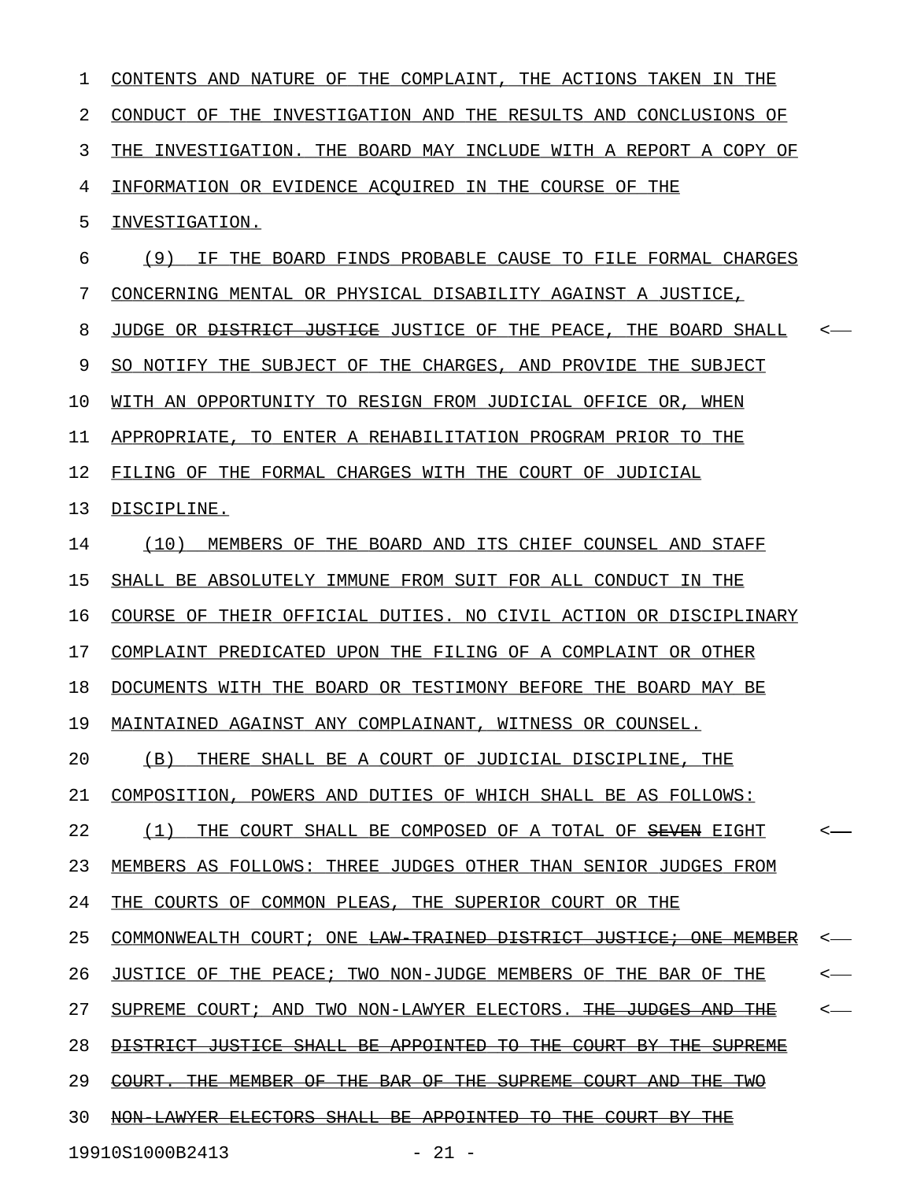CONTENTS AND NATURE OF THE COMPLAINT, THE ACTIONS TAKEN IN THE CONDUCT OF THE INVESTIGATION AND THE RESULTS AND CONCLUSIONS OF THE INVESTIGATION. THE BOARD MAY INCLUDE WITH A REPORT A COPY OF INFORMATION OR EVIDENCE ACQUIRED IN THE COURSE OF THE INVESTIGATION.

(9) IF THE BOARD FINDS PROBABLE CAUSE TO FILE FORMAL CHARGES CONCERNING MENTAL OR PHYSICAL DISABILITY AGAINST A JUSTICE, JUDGE OR ~~DISTRICT JUSTICE~~ JUSTICE OF THE PEACE, THE BOARD SHALL SO NOTIFY THE SUBJECT OF THE CHARGES, AND PROVIDE THE SUBJECT WITH AN OPPORTUNITY TO RESIGN FROM JUDICIAL OFFICE OR, WHEN APPROPRIATE, TO ENTER A REHABILITATION PROGRAM PRIOR TO THE FILING OF THE FORMAL CHARGES WITH THE COURT OF JUDICIAL DISCIPLINE.

(10) MEMBERS OF THE BOARD AND ITS CHIEF COUNSEL AND STAFF SHALL BE ABSOLUTELY IMMUNE FROM SUIT FOR ALL CONDUCT IN THE COURSE OF THEIR OFFICIAL DUTIES. NO CIVIL ACTION OR DISCIPLINARY COMPLAINT PREDICATED UPON THE FILING OF A COMPLAINT OR OTHER DOCUMENTS WITH THE BOARD OR TESTIMONY BEFORE THE BOARD MAY BE MAINTAINED AGAINST ANY COMPLAINANT, WITNESS OR COUNSEL.

(B) THERE SHALL BE A COURT OF JUDICIAL DISCIPLINE, THE COMPOSITION, POWERS AND DUTIES OF WHICH SHALL BE AS FOLLOWS:

(1) THE COURT SHALL BE COMPOSED OF A TOTAL OF ~~SEVEN~~ EIGHT MEMBERS AS FOLLOWS: THREE JUDGES OTHER THAN SENIOR JUDGES FROM THE COURTS OF COMMON PLEAS, THE SUPERIOR COURT OR THE COMMONWEALTH COURT; ONE ~~LAW-TRAINED DISTRICT JUSTICE; ONE MEMBER~~ JUSTICE OF THE PEACE; TWO NON-JUDGE MEMBERS OF THE BAR OF THE SUPREME COURT; AND TWO NON-LAWYER ELECTORS. ~~THE JUDGES AND THE DISTRICT JUSTICE SHALL BE APPOINTED TO THE COURT BY THE SUPREME COURT. THE MEMBER OF THE BAR OF THE SUPREME COURT AND THE TWO NON-LAWYER ELECTORS SHALL BE APPOINTED TO THE COURT BY THE~~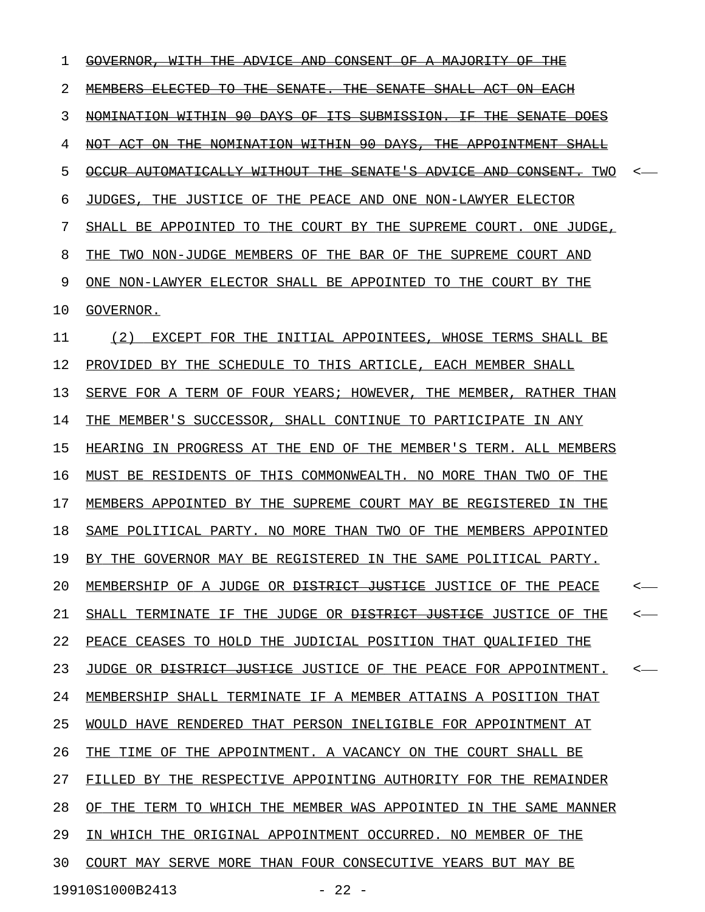1 ~~GOVERNOR, WITH THE ADVICE AND CONSENT OF A MAJORITY OF THE~~

2 ~~MEMBERS ELECTED TO THE SENATE. THE SENATE SHALL ACT ON EACH~~

3 ~~NOMINATION WITHIN 90 DAYS OF ITS SUBMISSION. IF THE SENATE DOES~~

4 ~~NOT ACT ON THE NOMINATION WITHIN 90 DAYS, THE APPOINTMENT SHALL~~

5 ~~OCCUR AUTOMATICALLY WITHOUT THE SENATE'S ADVICE AND CONSENT.~~ TWO <—

6 JUDGES, THE JUSTICE OF THE PEACE AND ONE NON-LAWYER ELECTOR

7 SHALL BE APPOINTED TO THE COURT BY THE SUPREME COURT. ONE JUDGE,

8 THE TWO NON-JUDGE MEMBERS OF THE BAR OF THE SUPREME COURT AND

9 ONE NON-LAWYER ELECTOR SHALL BE APPOINTED TO THE COURT BY THE

10 GOVERNOR.

11 (2) EXCEPT FOR THE INITIAL APPOINTEES, WHOSE TERMS SHALL BE

12 PROVIDED BY THE SCHEDULE TO THIS ARTICLE, EACH MEMBER SHALL

13 SERVE FOR A TERM OF FOUR YEARS; HOWEVER, THE MEMBER, RATHER THAN

14 THE MEMBER'S SUCCESSOR, SHALL CONTINUE TO PARTICIPATE IN ANY

15 HEARING IN PROGRESS AT THE END OF THE MEMBER'S TERM. ALL MEMBERS

16 MUST BE RESIDENTS OF THIS COMMONWEALTH. NO MORE THAN TWO OF THE

17 MEMBERS APPOINTED BY THE SUPREME COURT MAY BE REGISTERED IN THE

18 SAME POLITICAL PARTY. NO MORE THAN TWO OF THE MEMBERS APPOINTED

19 BY THE GOVERNOR MAY BE REGISTERED IN THE SAME POLITICAL PARTY.

20 MEMBERSHIP OF A JUDGE OR ~~DISTRICT JUSTICE~~ JUSTICE OF THE PEACE <—

21 SHALL TERMINATE IF THE JUDGE OR ~~DISTRICT JUSTICE~~ JUSTICE OF THE <—

22 PEACE CEASES TO HOLD THE JUDICIAL POSITION THAT QUALIFIED THE

23 JUDGE OR ~~DISTRICT JUSTICE~~ JUSTICE OF THE PEACE FOR APPOINTMENT. <—

24 MEMBERSHIP SHALL TERMINATE IF A MEMBER ATTAINS A POSITION THAT

25 WOULD HAVE RENDERED THAT PERSON INELIGIBLE FOR APPOINTMENT AT

26 THE TIME OF THE APPOINTMENT. A VACANCY ON THE COURT SHALL BE

27 FILLED BY THE RESPECTIVE APPOINTING AUTHORITY FOR THE REMAINDER

28 OF THE TERM TO WHICH THE MEMBER WAS APPOINTED IN THE SAME MANNER

29 IN WHICH THE ORIGINAL APPOINTMENT OCCURRED. NO MEMBER OF THE

30 COURT MAY SERVE MORE THAN FOUR CONSECUTIVE YEARS BUT MAY BE

19910S1000B2413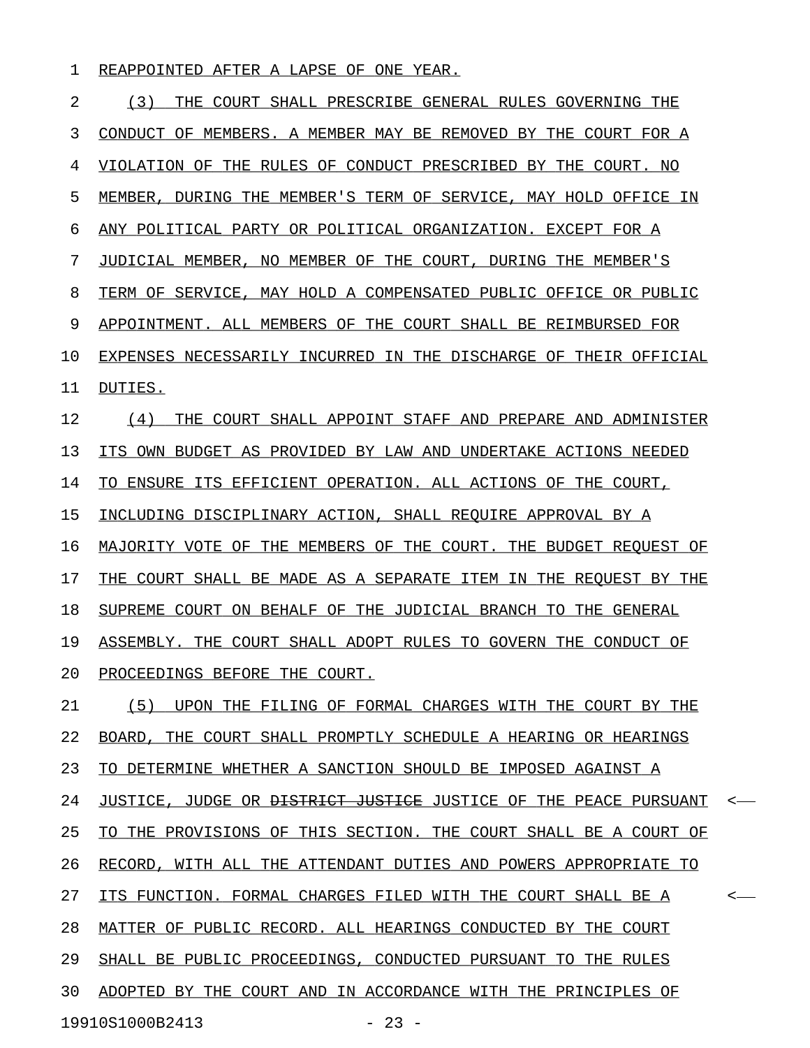REAPPOINTED AFTER A LAPSE OF ONE YEAR.

(3) THE COURT SHALL PRESCRIBE GENERAL RULES GOVERNING THE CONDUCT OF MEMBERS. A MEMBER MAY BE REMOVED BY THE COURT FOR A VIOLATION OF THE RULES OF CONDUCT PRESCRIBED BY THE COURT. NO MEMBER, DURING THE MEMBER'S TERM OF SERVICE, MAY HOLD OFFICE IN ANY POLITICAL PARTY OR POLITICAL ORGANIZATION. EXCEPT FOR A JUDICIAL MEMBER, NO MEMBER OF THE COURT, DURING THE MEMBER'S TERM OF SERVICE, MAY HOLD A COMPENSATED PUBLIC OFFICE OR PUBLIC APPOINTMENT. ALL MEMBERS OF THE COURT SHALL BE REIMBURSED FOR EXPENSES NECESSARILY INCURRED IN THE DISCHARGE OF THEIR OFFICIAL DUTIES.

(4) THE COURT SHALL APPOINT STAFF AND PREPARE AND ADMINISTER ITS OWN BUDGET AS PROVIDED BY LAW AND UNDERTAKE ACTIONS NEEDED TO ENSURE ITS EFFICIENT OPERATION. ALL ACTIONS OF THE COURT, INCLUDING DISCIPLINARY ACTION, SHALL REQUIRE APPROVAL BY A MAJORITY VOTE OF THE MEMBERS OF THE COURT. THE BUDGET REQUEST OF THE COURT SHALL BE MADE AS A SEPARATE ITEM IN THE REQUEST BY THE SUPREME COURT ON BEHALF OF THE JUDICIAL BRANCH TO THE GENERAL ASSEMBLY. THE COURT SHALL ADOPT RULES TO GOVERN THE CONDUCT OF PROCEEDINGS BEFORE THE COURT.

(5) UPON THE FILING OF FORMAL CHARGES WITH THE COURT BY THE BOARD, THE COURT SHALL PROMPTLY SCHEDULE A HEARING OR HEARINGS TO DETERMINE WHETHER A SANCTION SHOULD BE IMPOSED AGAINST A JUSTICE, JUDGE OR ~~DISTRICT JUSTICE~~ JUSTICE OF THE PEACE PURSUANT TO THE PROVISIONS OF THIS SECTION. THE COURT SHALL BE A COURT OF RECORD, WITH ALL THE ATTENDANT DUTIES AND POWERS APPROPRIATE TO ITS FUNCTION. FORMAL CHARGES FILED WITH THE COURT SHALL BE A MATTER OF PUBLIC RECORD. ALL HEARINGS CONDUCTED BY THE COURT SHALL BE PUBLIC PROCEEDINGS, CONDUCTED PURSUANT TO THE RULES ADOPTED BY THE COURT AND IN ACCORDANCE WITH THE PRINCIPLES OF

19910S1000B2413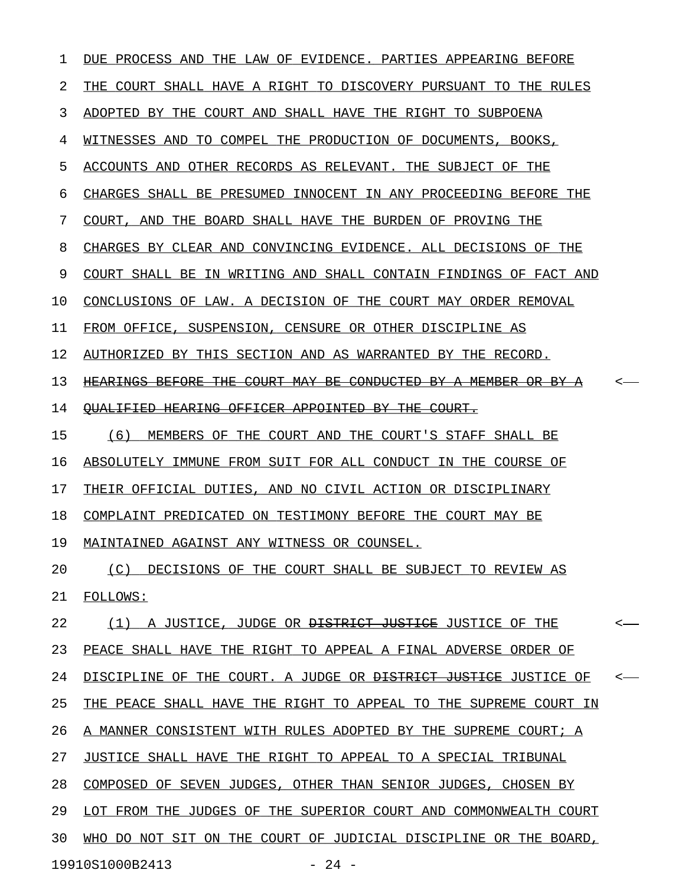DUE PROCESS AND THE LAW OF EVIDENCE. PARTIES APPEARING BEFORE THE COURT SHALL HAVE A RIGHT TO DISCOVERY PURSUANT TO THE RULES ADOPTED BY THE COURT AND SHALL HAVE THE RIGHT TO SUBPOENA WITNESSES AND TO COMPEL THE PRODUCTION OF DOCUMENTS, BOOKS, ACCOUNTS AND OTHER RECORDS AS RELEVANT. THE SUBJECT OF THE CHARGES SHALL BE PRESUMED INNOCENT IN ANY PROCEEDING BEFORE THE COURT, AND THE BOARD SHALL HAVE THE BURDEN OF PROVING THE CHARGES BY CLEAR AND CONVINCING EVIDENCE. ALL DECISIONS OF THE COURT SHALL BE IN WRITING AND SHALL CONTAIN FINDINGS OF FACT AND CONCLUSIONS OF LAW. A DECISION OF THE COURT MAY ORDER REMOVAL FROM OFFICE, SUSPENSION, CENSURE OR OTHER DISCIPLINE AS AUTHORIZED BY THIS SECTION AND AS WARRANTED BY THE RECORD. ~~HEARINGS BEFORE THE COURT MAY BE CONDUCTED BY A MEMBER OR BY A QUALIFIED HEARING OFFICER APPOINTED BY THE COURT.~~

(6) MEMBERS OF THE COURT AND THE COURT'S STAFF SHALL BE ABSOLUTELY IMMUNE FROM SUIT FOR ALL CONDUCT IN THE COURSE OF THEIR OFFICIAL DUTIES, AND NO CIVIL ACTION OR DISCIPLINARY COMPLAINT PREDICATED ON TESTIMONY BEFORE THE COURT MAY BE MAINTAINED AGAINST ANY WITNESS OR COUNSEL.

(C) DECISIONS OF THE COURT SHALL BE SUBJECT TO REVIEW AS FOLLOWS:

(1) A JUSTICE, JUDGE OR ~~DISTRICT JUSTICE~~ JUSTICE OF THE PEACE SHALL HAVE THE RIGHT TO APPEAL A FINAL ADVERSE ORDER OF DISCIPLINE OF THE COURT. A JUDGE OR ~~DISTRICT JUSTICE~~ JUSTICE OF THE PEACE SHALL HAVE THE RIGHT TO APPEAL TO THE SUPREME COURT IN A MANNER CONSISTENT WITH RULES ADOPTED BY THE SUPREME COURT; A JUSTICE SHALL HAVE THE RIGHT TO APPEAL TO A SPECIAL TRIBUNAL COMPOSED OF SEVEN JUDGES, OTHER THAN SENIOR JUDGES, CHOSEN BY LOT FROM THE JUDGES OF THE SUPERIOR COURT AND COMMONWEALTH COURT WHO DO NOT SIT ON THE COURT OF JUDICIAL DISCIPLINE OR THE BOARD,

19910S1000B2413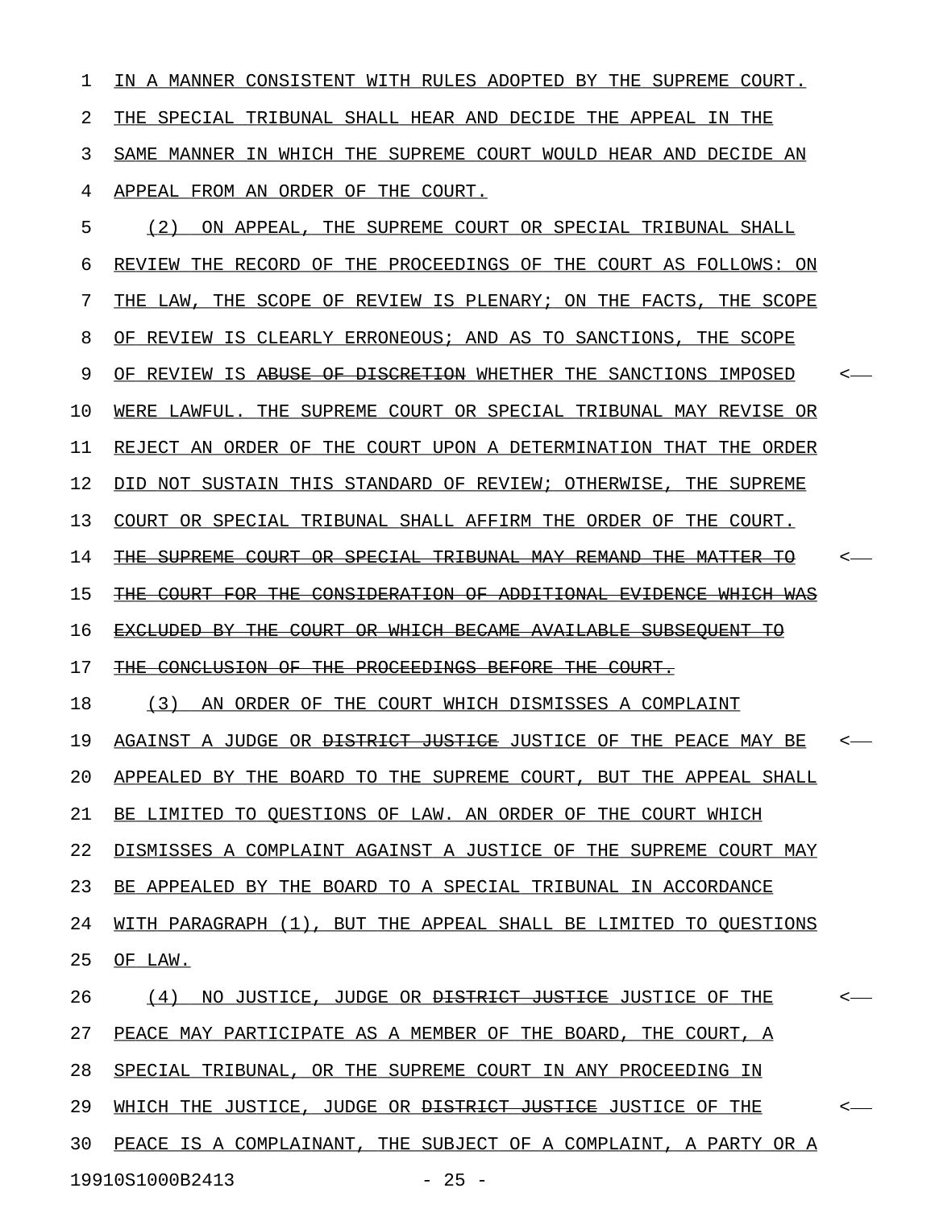IN A MANNER CONSISTENT WITH RULES ADOPTED BY THE SUPREME COURT. THE SPECIAL TRIBUNAL SHALL HEAR AND DECIDE THE APPEAL IN THE SAME MANNER IN WHICH THE SUPREME COURT WOULD HEAR AND DECIDE AN APPEAL FROM AN ORDER OF THE COURT.

(2) ON APPEAL, THE SUPREME COURT OR SPECIAL TRIBUNAL SHALL REVIEW THE RECORD OF THE PROCEEDINGS OF THE COURT AS FOLLOWS: ON THE LAW, THE SCOPE OF REVIEW IS PLENARY; ON THE FACTS, THE SCOPE OF REVIEW IS CLEARLY ERRONEOUS; AND AS TO SANCTIONS, THE SCOPE OF REVIEW IS ~~ABUSE OF DISCRETION~~ WHETHER THE SANCTIONS IMPOSED WERE LAWFUL. THE SUPREME COURT OR SPECIAL TRIBUNAL MAY REVISE OR REJECT AN ORDER OF THE COURT UPON A DETERMINATION THAT THE ORDER DID NOT SUSTAIN THIS STANDARD OF REVIEW; OTHERWISE, THE SUPREME COURT OR SPECIAL TRIBUNAL SHALL AFFIRM THE ORDER OF THE COURT. ~~THE SUPREME COURT OR SPECIAL TRIBUNAL MAY REMAND THE MATTER TO THE COURT FOR THE CONSIDERATION OF ADDITIONAL EVIDENCE WHICH WAS EXCLUDED BY THE COURT OR WHICH BECAME AVAILABLE SUBSEQUENT TO THE CONCLUSION OF THE PROCEEDINGS BEFORE THE COURT.~~

(3) AN ORDER OF THE COURT WHICH DISMISSES A COMPLAINT AGAINST A JUDGE OR ~~DISTRICT JUSTICE~~ JUSTICE OF THE PEACE MAY BE APPEALED BY THE BOARD TO THE SUPREME COURT, BUT THE APPEAL SHALL BE LIMITED TO QUESTIONS OF LAW. AN ORDER OF THE COURT WHICH DISMISSES A COMPLAINT AGAINST A JUSTICE OF THE SUPREME COURT MAY BE APPEALED BY THE BOARD TO A SPECIAL TRIBUNAL IN ACCORDANCE WITH PARAGRAPH (1), BUT THE APPEAL SHALL BE LIMITED TO QUESTIONS OF LAW.

(4) NO JUSTICE, JUDGE OR ~~DISTRICT JUSTICE~~ JUSTICE OF THE PEACE MAY PARTICIPATE AS A MEMBER OF THE BOARD, THE COURT, A SPECIAL TRIBUNAL, OR THE SUPREME COURT IN ANY PROCEEDING IN WHICH THE JUSTICE, JUDGE OR ~~DISTRICT JUSTICE~~ JUSTICE OF THE PEACE IS A COMPLAINANT, THE SUBJECT OF A COMPLAINT, A PARTY OR A

19910S1000B2413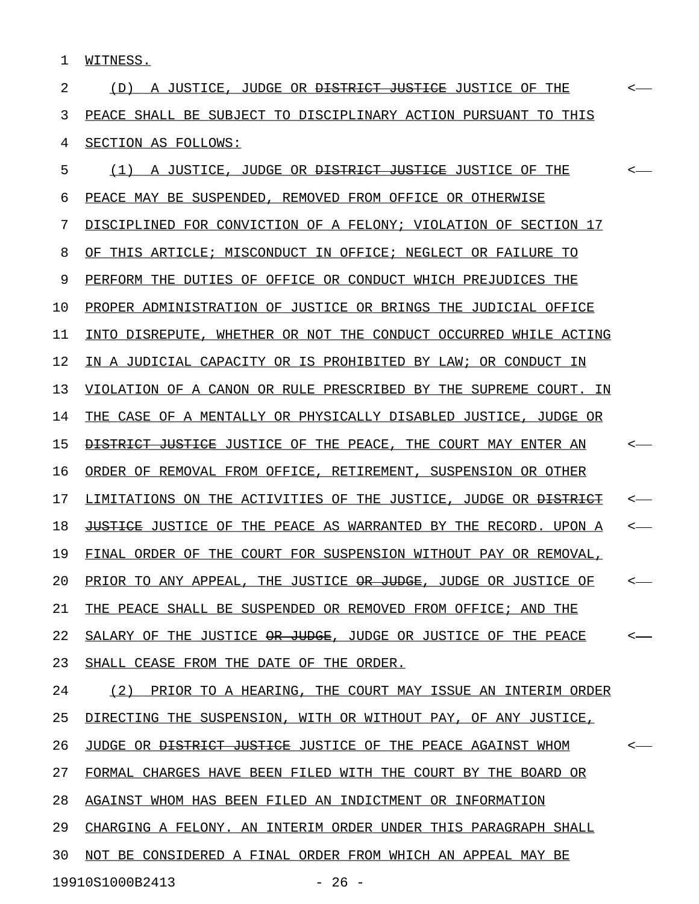WITNESS.

(D) A JUSTICE, JUDGE OR ~~DISTRICT JUSTICE~~ JUSTICE OF THE PEACE SHALL BE SUBJECT TO DISCIPLINARY ACTION PURSUANT TO THIS SECTION AS FOLLOWS:

(1) A JUSTICE, JUDGE OR ~~DISTRICT JUSTICE~~ JUSTICE OF THE PEACE MAY BE SUSPENDED, REMOVED FROM OFFICE OR OTHERWISE DISCIPLINED FOR CONVICTION OF A FELONY; VIOLATION OF SECTION 17 OF THIS ARTICLE; MISCONDUCT IN OFFICE; NEGLECT OR FAILURE TO PERFORM THE DUTIES OF OFFICE OR CONDUCT WHICH PREJUDICES THE PROPER ADMINISTRATION OF JUSTICE OR BRINGS THE JUDICIAL OFFICE INTO DISREPUTE, WHETHER OR NOT THE CONDUCT OCCURRED WHILE ACTING IN A JUDICIAL CAPACITY OR IS PROHIBITED BY LAW; OR CONDUCT IN VIOLATION OF A CANON OR RULE PRESCRIBED BY THE SUPREME COURT. IN THE CASE OF A MENTALLY OR PHYSICALLY DISABLED JUSTICE, JUDGE OR ~~DISTRICT JUSTICE~~ JUSTICE OF THE PEACE, THE COURT MAY ENTER AN ORDER OF REMOVAL FROM OFFICE, RETIREMENT, SUSPENSION OR OTHER LIMITATIONS ON THE ACTIVITIES OF THE JUSTICE, JUDGE OR ~~DISTRICT JUSTICE~~ JUSTICE OF THE PEACE AS WARRANTED BY THE RECORD. UPON A FINAL ORDER OF THE COURT FOR SUSPENSION WITHOUT PAY OR REMOVAL, PRIOR TO ANY APPEAL, THE JUSTICE ~~OR JUDGE~~, JUDGE OR JUSTICE OF THE PEACE SHALL BE SUSPENDED OR REMOVED FROM OFFICE; AND THE SALARY OF THE JUSTICE ~~OR JUDGE~~, JUDGE OR JUSTICE OF THE PEACE SHALL CEASE FROM THE DATE OF THE ORDER.

(2) PRIOR TO A HEARING, THE COURT MAY ISSUE AN INTERIM ORDER DIRECTING THE SUSPENSION, WITH OR WITHOUT PAY, OF ANY JUSTICE, JUDGE OR ~~DISTRICT JUSTICE~~ JUSTICE OF THE PEACE AGAINST WHOM FORMAL CHARGES HAVE BEEN FILED WITH THE COURT BY THE BOARD OR AGAINST WHOM HAS BEEN FILED AN INDICTMENT OR INFORMATION CHARGING A FELONY. AN INTERIM ORDER UNDER THIS PARAGRAPH SHALL NOT BE CONSIDERED A FINAL ORDER FROM WHICH AN APPEAL MAY BE

19910S1000B2413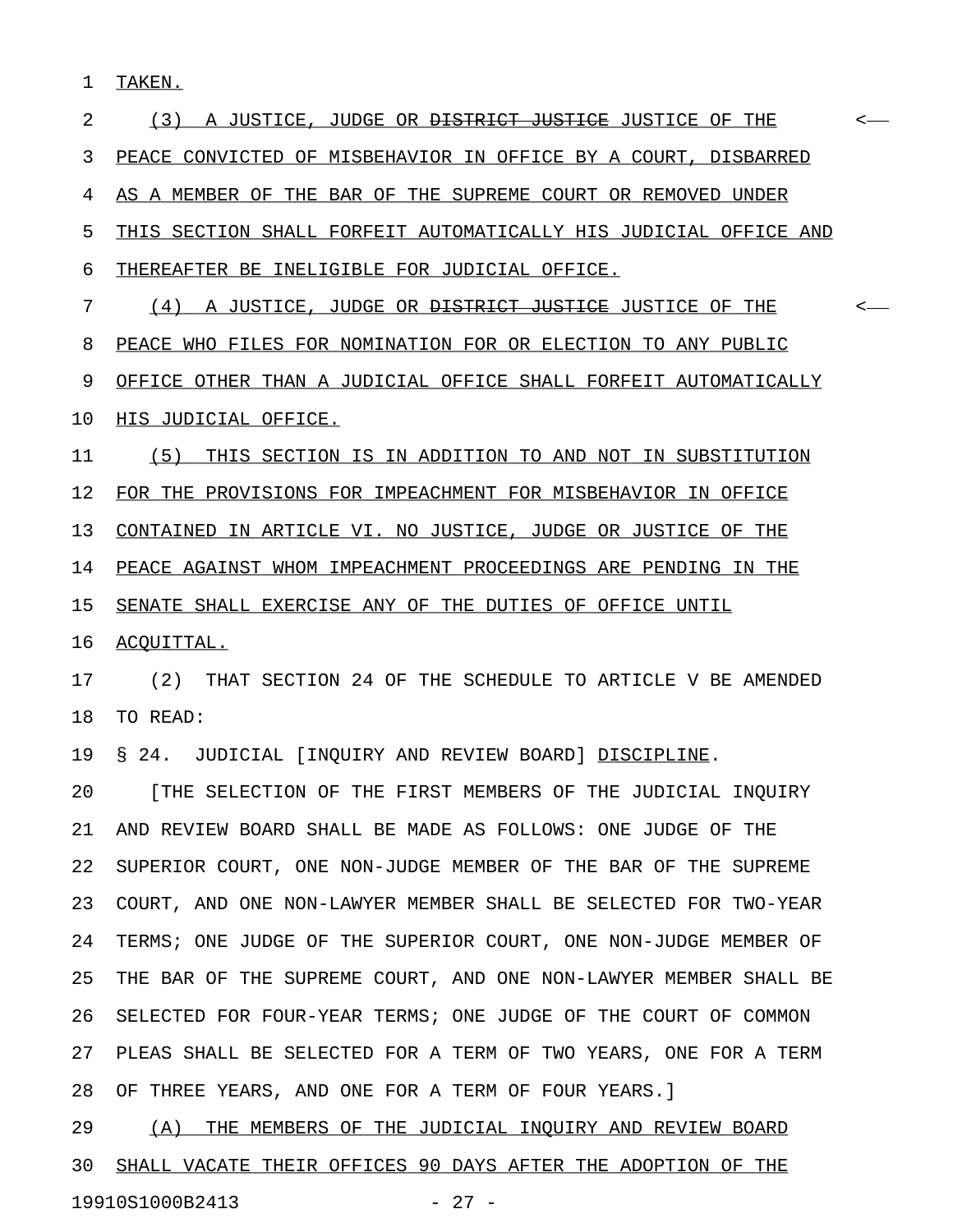TAKEN.

(3) A JUSTICE, JUDGE OR ~~DISTRICT JUSTICE~~ JUSTICE OF THE PEACE CONVICTED OF MISBEHAVIOR IN OFFICE BY A COURT, DISBARRED AS A MEMBER OF THE BAR OF THE SUPREME COURT OR REMOVED UNDER THIS SECTION SHALL FORFEIT AUTOMATICALLY HIS JUDICIAL OFFICE AND THEREAFTER BE INELIGIBLE FOR JUDICIAL OFFICE.

(4) A JUSTICE, JUDGE OR ~~DISTRICT JUSTICE~~ JUSTICE OF THE PEACE WHO FILES FOR NOMINATION FOR OR ELECTION TO ANY PUBLIC OFFICE OTHER THAN A JUDICIAL OFFICE SHALL FORFEIT AUTOMATICALLY HIS JUDICIAL OFFICE.

(5) THIS SECTION IS IN ADDITION TO AND NOT IN SUBSTITUTION FOR THE PROVISIONS FOR IMPEACHMENT FOR MISBEHAVIOR IN OFFICE CONTAINED IN ARTICLE VI. NO JUSTICE, JUDGE OR JUSTICE OF THE PEACE AGAINST WHOM IMPEACHMENT PROCEEDINGS ARE PENDING IN THE SENATE SHALL EXERCISE ANY OF THE DUTIES OF OFFICE UNTIL ACQUITTAL.

(2) THAT SECTION 24 OF THE SCHEDULE TO ARTICLE V BE AMENDED TO READ:

§ 24. JUDICIAL [INQUIRY AND REVIEW BOARD] DISCIPLINE.

[THE SELECTION OF THE FIRST MEMBERS OF THE JUDICIAL INQUIRY AND REVIEW BOARD SHALL BE MADE AS FOLLOWS: ONE JUDGE OF THE SUPERIOR COURT, ONE NON-JUDGE MEMBER OF THE BAR OF THE SUPREME COURT, AND ONE NON-LAWYER MEMBER SHALL BE SELECTED FOR TWO-YEAR TERMS; ONE JUDGE OF THE SUPERIOR COURT, ONE NON-JUDGE MEMBER OF THE BAR OF THE SUPREME COURT, AND ONE NON-LAWYER MEMBER SHALL BE SELECTED FOR FOUR-YEAR TERMS; ONE JUDGE OF THE COURT OF COMMON PLEAS SHALL BE SELECTED FOR A TERM OF TWO YEARS, ONE FOR A TERM OF THREE YEARS, AND ONE FOR A TERM OF FOUR YEARS.]

(A) THE MEMBERS OF THE JUDICIAL INQUIRY AND REVIEW BOARD SHALL VACATE THEIR OFFICES 90 DAYS AFTER THE ADOPTION OF THE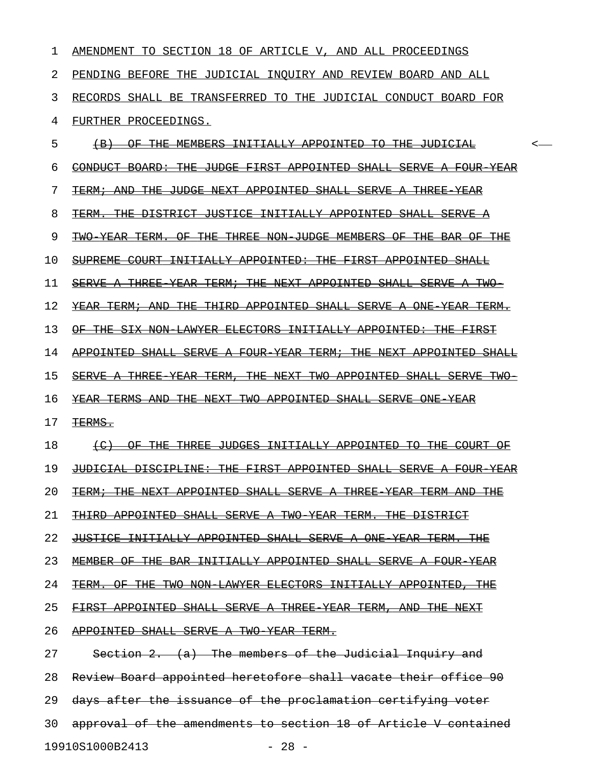AMENDMENT TO SECTION 18 OF ARTICLE V, AND ALL PROCEEDINGS PENDING BEFORE THE JUDICIAL INQUIRY AND REVIEW BOARD AND ALL RECORDS SHALL BE TRANSFERRED TO THE JUDICIAL CONDUCT BOARD FOR FURTHER PROCEEDINGS.

~~(B) OF THE MEMBERS INITIALLY APPOINTED TO THE JUDICIAL CONDUCT BOARD: THE JUDGE FIRST APPOINTED SHALL SERVE A FOUR-YEAR TERM; AND THE JUDGE NEXT APPOINTED SHALL SERVE A THREE-YEAR TERM. THE DISTRICT JUSTICE INITIALLY APPOINTED SHALL SERVE A TWO-YEAR TERM. OF THE THREE NON-JUDGE MEMBERS OF THE BAR OF THE SUPREME COURT INITIALLY APPOINTED: THE FIRST APPOINTED SHALL SERVE A THREE-YEAR TERM; THE NEXT APPOINTED SHALL SERVE A TWO-YEAR TERM; AND THE THIRD APPOINTED SHALL SERVE A ONE-YEAR TERM. OF THE SIX NON-LAWYER ELECTORS INITIALLY APPOINTED: THE FIRST APPOINTED SHALL SERVE A FOUR-YEAR TERM; THE NEXT APPOINTED SHALL SERVE A THREE-YEAR TERM, THE NEXT TWO APPOINTED SHALL SERVE TWO-YEAR TERMS AND THE NEXT TWO APPOINTED SHALL SERVE ONE-YEAR TERMS.~~

~~(C) OF THE THREE JUDGES INITIALLY APPOINTED TO THE COURT OF JUDICIAL DISCIPLINE: THE FIRST APPOINTED SHALL SERVE A FOUR-YEAR TERM; THE NEXT APPOINTED SHALL SERVE A THREE-YEAR TERM AND THE THIRD APPOINTED SHALL SERVE A TWO-YEAR TERM. THE DISTRICT JUSTICE INITIALLY APPOINTED SHALL SERVE A ONE-YEAR TERM. THE MEMBER OF THE BAR INITIALLY APPOINTED SHALL SERVE A FOUR-YEAR TERM. OF THE TWO NON-LAWYER ELECTORS INITIALLY APPOINTED, THE FIRST APPOINTED SHALL SERVE A THREE-YEAR TERM, AND THE NEXT APPOINTED SHALL SERVE A TWO-YEAR TERM.~~

~~Section 2. (a) The members of the Judicial Inquiry and Review Board appointed heretofore shall vacate their office 90 days after the issuance of the proclamation certifying voter approval of the amendments to section 18 of Article V contained~~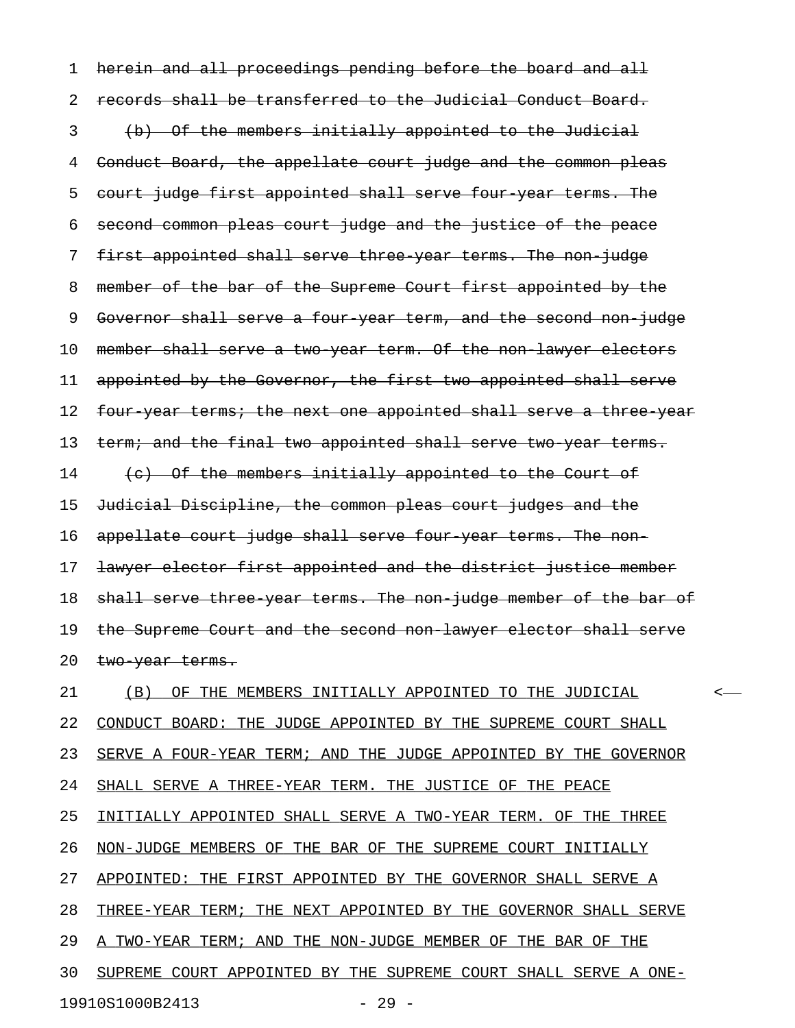1 ~~herein and all proceedings pending before the board and all~~
2 ~~records shall be transferred to the Judicial Conduct Board.~~
3 ~~(b) Of the members initially appointed to the Judicial~~
4 ~~Conduct Board, the appellate court judge and the common pleas~~
5 ~~court judge first appointed shall serve four-year terms. The~~
6 ~~second common pleas court judge and the justice of the peace~~
7 ~~first appointed shall serve three-year terms. The non-judge~~
8 ~~member of the bar of the Supreme Court first appointed by the~~
9 ~~Governor shall serve a four-year term, and the second non-judge~~
10 ~~member shall serve a two-year term. Of the non-lawyer electors~~
11 ~~appointed by the Governor, the first two appointed shall serve~~
12 ~~four-year terms; the next one appointed shall serve a three-year~~
13 ~~term; and the final two appointed shall serve two-year terms.~~
14 ~~(c) Of the members initially appointed to the Court of~~
15 ~~Judicial Discipline, the common pleas court judges and the~~
16 ~~appellate court judge shall serve four-year terms. The non-~~
17 ~~lawyer elector first appointed and the district justice member~~
18 ~~shall serve three-year terms. The non-judge member of the bar of~~
19 ~~the Supreme Court and the second non-lawyer elector shall serve~~
20 ~~two-year terms.~~
21 <u>(B) OF THE MEMBERS INITIALLY APPOINTED TO THE JUDICIAL</u> <--
22 <u>CONDUCT BOARD: THE JUDGE APPOINTED BY THE SUPREME COURT SHALL</u>
23 <u>SERVE A FOUR-YEAR TERM; AND THE JUDGE APPOINTED BY THE GOVERNOR</u>
24 <u>SHALL SERVE A THREE-YEAR TERM. THE JUSTICE OF THE PEACE</u>
25 <u>INITIALLY APPOINTED SHALL SERVE A TWO-YEAR TERM. OF THE THREE</u>
26 <u>NON-JUDGE MEMBERS OF THE BAR OF THE SUPREME COURT INITIALLY</u>
27 <u>APPOINTED: THE FIRST APPOINTED BY THE GOVERNOR SHALL SERVE A</u>
28 <u>THREE-YEAR TERM; THE NEXT APPOINTED BY THE GOVERNOR SHALL SERVE</u>
29 <u>A TWO-YEAR TERM; AND THE NON-JUDGE MEMBER OF THE BAR OF THE</u>
30 <u>SUPREME COURT APPOINTED BY THE SUPREME COURT SHALL SERVE A ONE-</u>

19910S1000B2413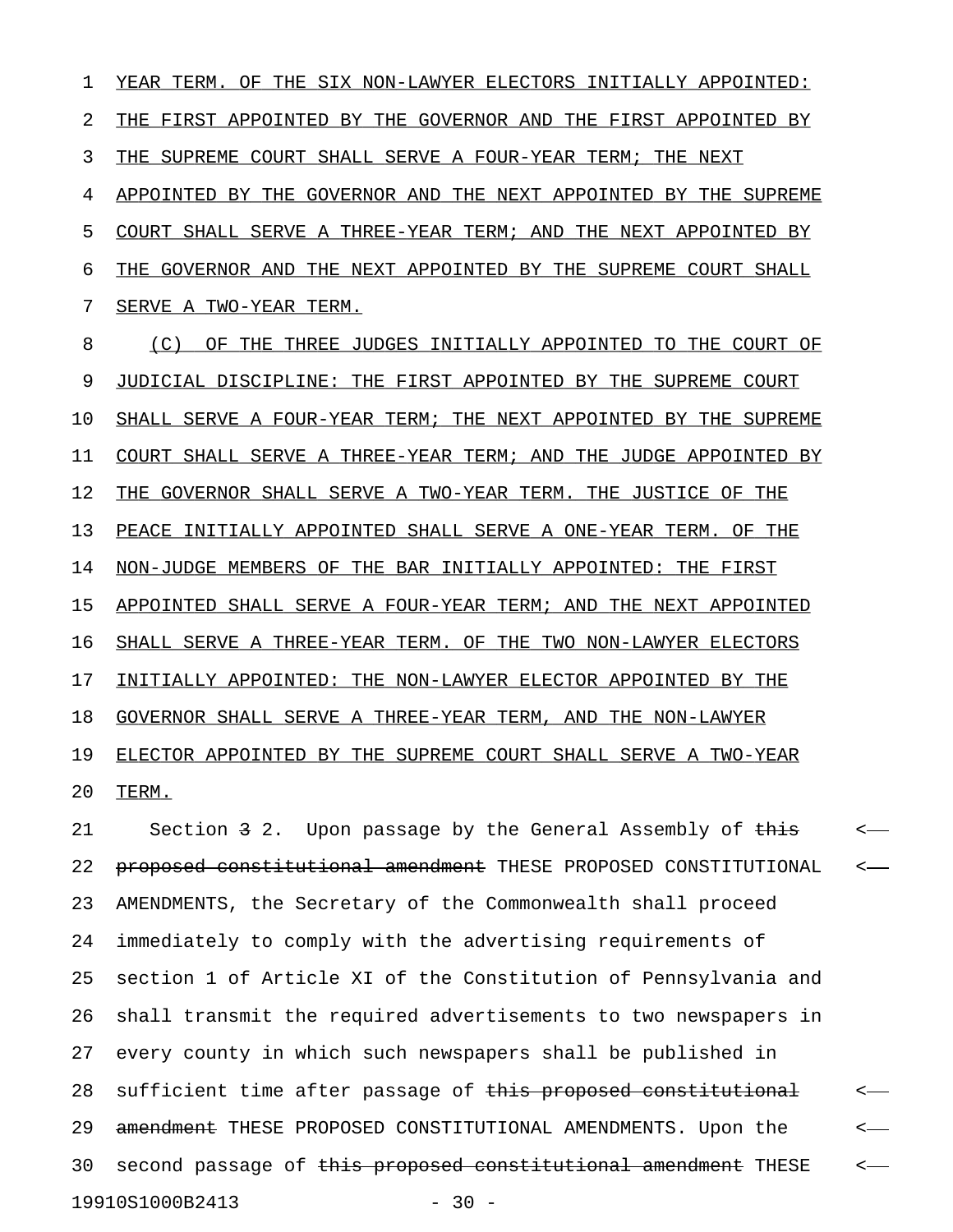YEAR TERM. OF THE SIX NON-LAWYER ELECTORS INITIALLY APPOINTED: THE FIRST APPOINTED BY THE GOVERNOR AND THE FIRST APPOINTED BY THE SUPREME COURT SHALL SERVE A FOUR-YEAR TERM; THE NEXT APPOINTED BY THE GOVERNOR AND THE NEXT APPOINTED BY THE SUPREME COURT SHALL SERVE A THREE-YEAR TERM; AND THE NEXT APPOINTED BY THE GOVERNOR AND THE NEXT APPOINTED BY THE SUPREME COURT SHALL SERVE A TWO-YEAR TERM.

(C) OF THE THREE JUDGES INITIALLY APPOINTED TO THE COURT OF JUDICIAL DISCIPLINE: THE FIRST APPOINTED BY THE SUPREME COURT SHALL SERVE A FOUR-YEAR TERM; THE NEXT APPOINTED BY THE SUPREME COURT SHALL SERVE A THREE-YEAR TERM; AND THE JUDGE APPOINTED BY THE GOVERNOR SHALL SERVE A TWO-YEAR TERM. THE JUSTICE OF THE PEACE INITIALLY APPOINTED SHALL SERVE A ONE-YEAR TERM. OF THE NON-JUDGE MEMBERS OF THE BAR INITIALLY APPOINTED: THE FIRST APPOINTED SHALL SERVE A FOUR-YEAR TERM; AND THE NEXT APPOINTED SHALL SERVE A THREE-YEAR TERM. OF THE TWO NON-LAWYER ELECTORS INITIALLY APPOINTED: THE NON-LAWYER ELECTOR APPOINTED BY THE GOVERNOR SHALL SERVE A THREE-YEAR TERM, AND THE NON-LAWYER ELECTOR APPOINTED BY THE SUPREME COURT SHALL SERVE A TWO-YEAR TERM.

Section ~~3~~ 2. Upon passage by the General Assembly of ~~this proposed constitutional amendment~~ THESE PROPOSED CONSTITUTIONAL AMENDMENTS, the Secretary of the Commonwealth shall proceed immediately to comply with the advertising requirements of section 1 of Article XI of the Constitution of Pennsylvania and shall transmit the required advertisements to two newspapers in every county in which such newspapers shall be published in sufficient time after passage of ~~this proposed constitutional amendment~~ THESE PROPOSED CONSTITUTIONAL AMENDMENTS. Upon the second passage of ~~this proposed constitutional amendment~~ THESE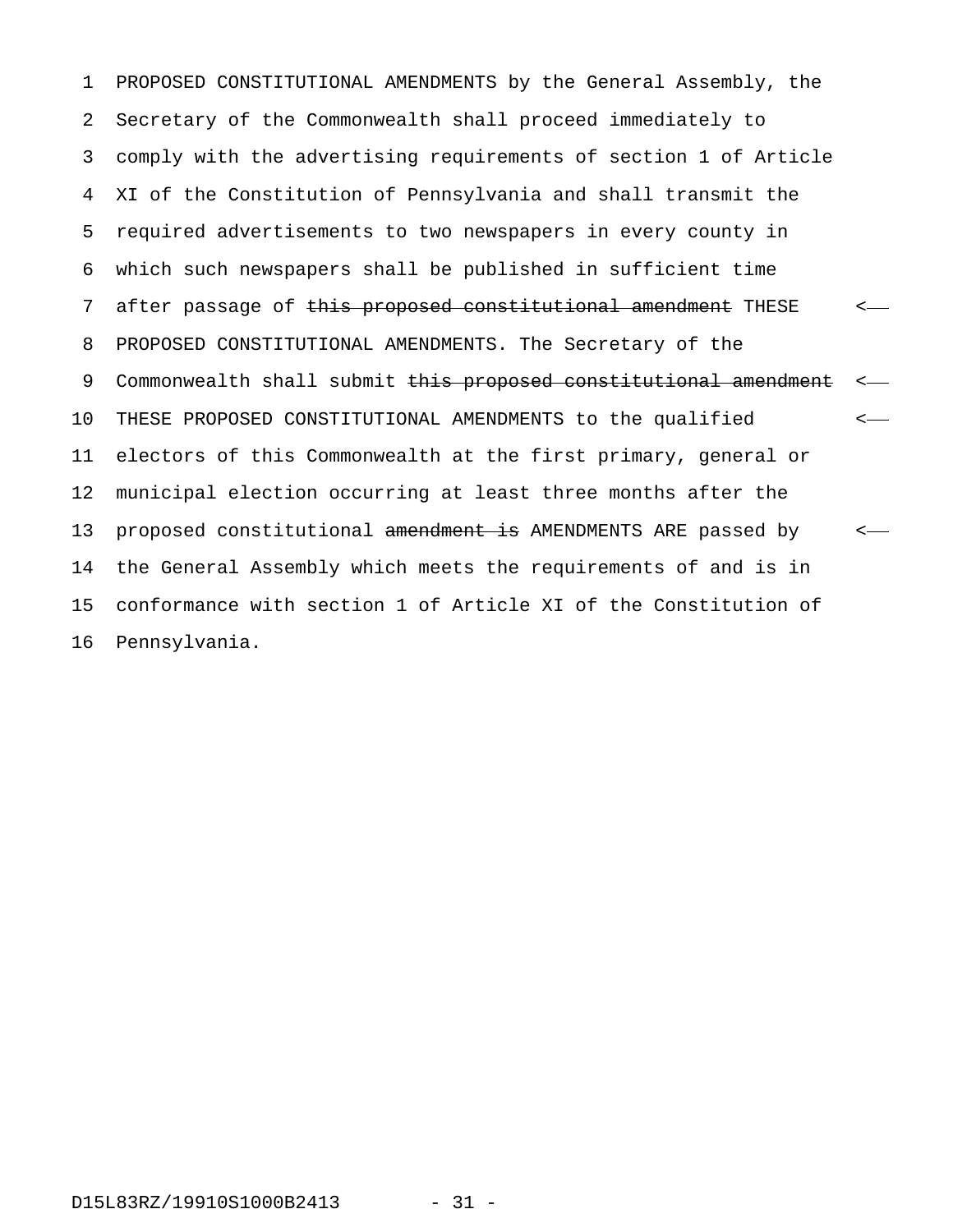PROPOSED CONSTITUTIONAL AMENDMENTS by the General Assembly, the Secretary of the Commonwealth shall proceed immediately to comply with the advertising requirements of section 1 of Article XI of the Constitution of Pennsylvania and shall transmit the required advertisements to two newspapers in every county in which such newspapers shall be published in sufficient time after passage of ~~this proposed constitutional amendment~~ THESE PROPOSED CONSTITUTIONAL AMENDMENTS. The Secretary of the Commonwealth shall submit ~~this proposed constitutional amendment~~ THESE PROPOSED CONSTITUTIONAL AMENDMENTS to the qualified electors of this Commonwealth at the first primary, general or municipal election occurring at least three months after the proposed constitutional ~~amendment is~~ AMENDMENTS ARE passed by the General Assembly which meets the requirements of and is in conformance with section 1 of Article XI of the Constitution of Pennsylvania.